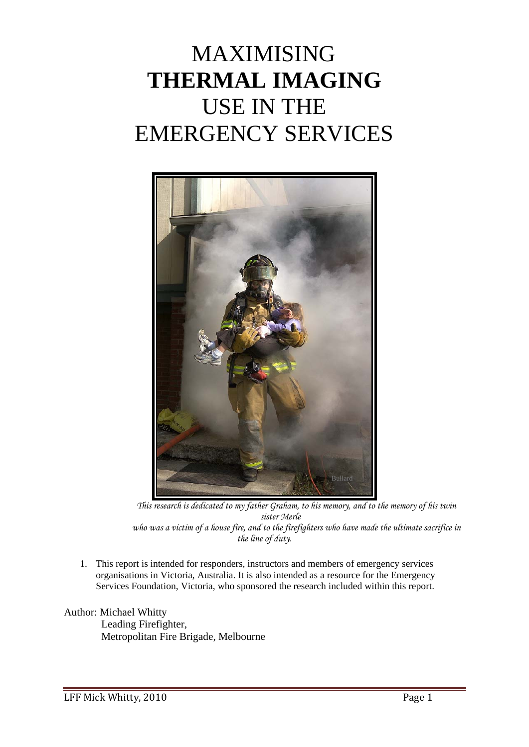# MAXIMISING **THERMAL IMAGING** USE IN THE EMERGENCY SERVICES

*This research is dedicated to my father Graham, to his memory, and to the memory of his twin sister Merle who was a victim of a house fire, and to the firefighters who have made the ultimate sacrifice in the line of duty.*

1. This report is intended for responders, instructors and members of emergency services organisations in Victoria, Australia. It is also intended as a resource for the Emergency Services Foundation, Victoria, who sponsored the research included within this report.

Author: Michael Whitty
Leading Firefighter,
Metropolitan Fire Brigade, Melbourne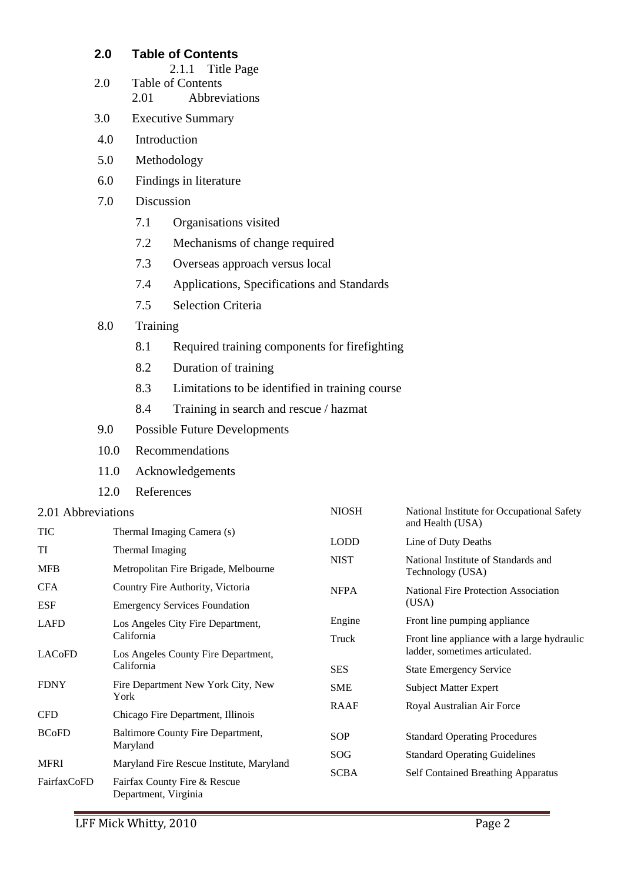## 2.0 Table of Contents

- 2.1.1 Title Page
- 2.0 Table of Contents
  - 2.01 Abbreviations
- 3.0 Executive Summary
- 4.0 Introduction
- 5.0 Methodology
- 6.0 Findings in literature
- 7.0 Discussion
  - 7.1 Organisations visited
  - 7.2 Mechanisms of change required
  - 7.3 Overseas approach versus local
  - 7.4 Applications, Specifications and Standards
  - 7.5 Selection Criteria
- 8.0 Training
  - 8.1 Required training components for firefighting
  - 8.2 Duration of training
  - 8.3 Limitations to be identified in training course
  - 8.4 Training in search and rescue / hazmat
- 9.0 Possible Future Developments
- 10.0 Recommendations
- 11.0 Acknowledgements
- 12.0 References

### 2.01 Abbreviations

| Abbreviation | Meaning |
|---|---|
| TIC | Thermal Imaging Camera (s) |
| TI | Thermal Imaging |
| MFB | Metropolitan Fire Brigade, Melbourne |
| CFA | Country Fire Authority, Victoria |
| ESF | Emergency Services Foundation |
| LAFD | Los Angeles City Fire Department, California |
| LACoFD | Los Angeles County Fire Department, California |
| FDNY | Fire Department New York City, New York |
| CFD | Chicago Fire Department, Illinois |
| BCoFD | Baltimore County Fire Department, Maryland |
| MFRI | Maryland Fire Rescue Institute, Maryland |
| FairfaxCoFD | Fairfax County Fire & Rescue Department, Virginia |
| NIOSH | National Institute for Occupational Safety and Health (USA) |
| LODD | Line of Duty Deaths |
| NIST | National Institute of Standards and Technology (USA) |
| NFPA | National Fire Protection Association (USA) |
| Engine | Front line pumping appliance |
| Truck | Front line appliance with a large hydraulic ladder, sometimes articulated. |
| SES | State Emergency Service |
| SME | Subject Matter Expert |
| RAAF | Royal Australian Air Force |
| SOP | Standard Operating Procedures |
| SOG | Standard Operating Guidelines |
| SCBA | Self Contained Breathing Apparatus |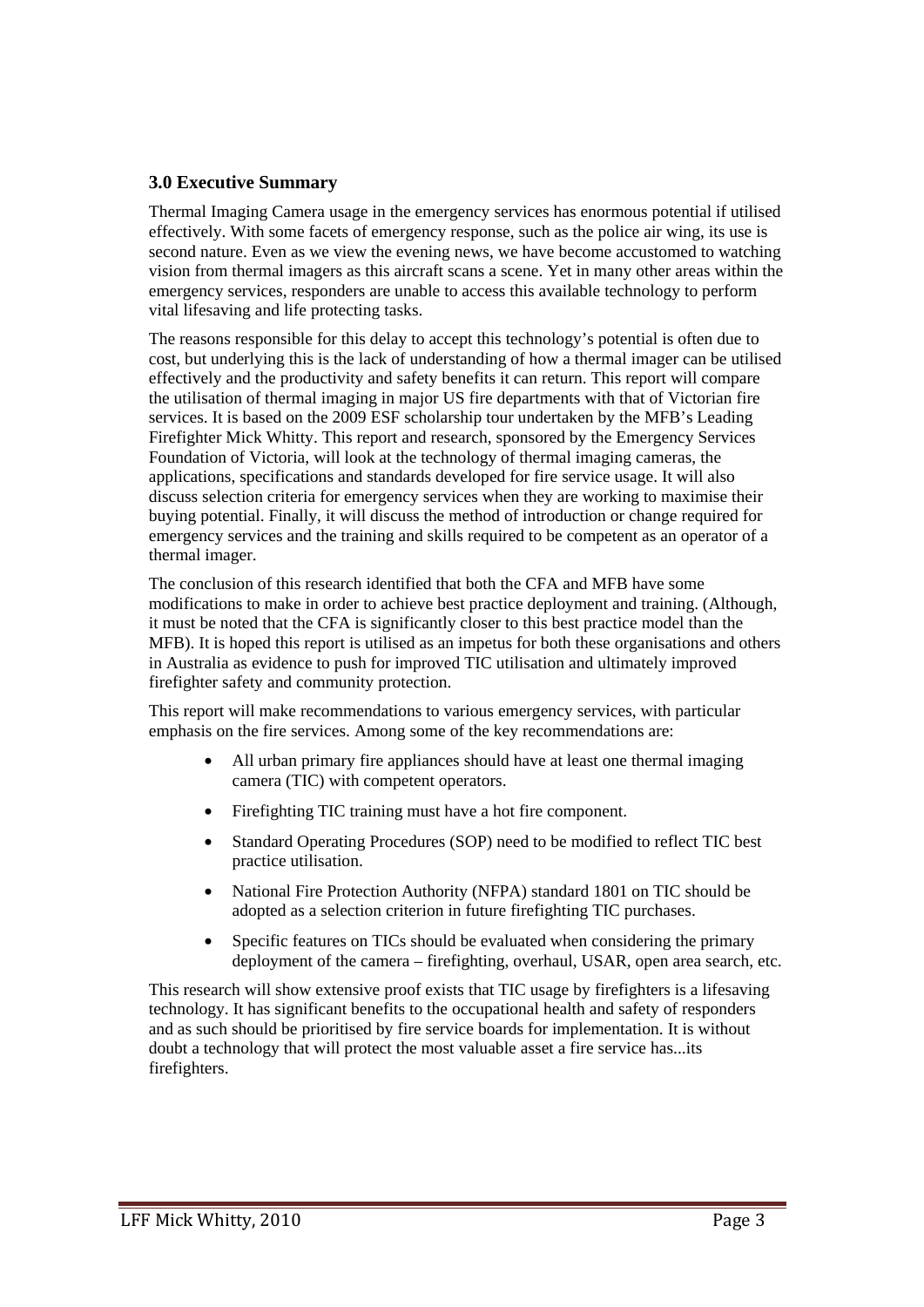## 3.0 Executive Summary

Thermal Imaging Camera usage in the emergency services has enormous potential if utilised effectively. With some facets of emergency response, such as the police air wing, its use is second nature. Even as we view the evening news, we have become accustomed to watching vision from thermal imagers as this aircraft scans a scene. Yet in many other areas within the emergency services, responders are unable to access this available technology to perform vital lifesaving and life protecting tasks.

The reasons responsible for this delay to accept this technology's potential is often due to cost, but underlying this is the lack of understanding of how a thermal imager can be utilised effectively and the productivity and safety benefits it can return. This report will compare the utilisation of thermal imaging in major US fire departments with that of Victorian fire services. It is based on the 2009 ESF scholarship tour undertaken by the MFB's Leading Firefighter Mick Whitty. This report and research, sponsored by the Emergency Services Foundation of Victoria, will look at the technology of thermal imaging cameras, the applications, specifications and standards developed for fire service usage. It will also discuss selection criteria for emergency services when they are working to maximise their buying potential. Finally, it will discuss the method of introduction or change required for emergency services and the training and skills required to be competent as an operator of a thermal imager.

The conclusion of this research identified that both the CFA and MFB have some modifications to make in order to achieve best practice deployment and training. (Although, it must be noted that the CFA is significantly closer to this best practice model than the MFB). It is hoped this report is utilised as an impetus for both these organisations and others in Australia as evidence to push for improved TIC utilisation and ultimately improved firefighter safety and community protection.

This report will make recommendations to various emergency services, with particular emphasis on the fire services. Among some of the key recommendations are:

- All urban primary fire appliances should have at least one thermal imaging camera (TIC) with competent operators.
- Firefighting TIC training must have a hot fire component.
- Standard Operating Procedures (SOP) need to be modified to reflect TIC best practice utilisation.
- National Fire Protection Authority (NFPA) standard 1801 on TIC should be adopted as a selection criterion in future firefighting TIC purchases.
- Specific features on TICs should be evaluated when considering the primary deployment of the camera – firefighting, overhaul, USAR, open area search, etc.

This research will show extensive proof exists that TIC usage by firefighters is a lifesaving technology. It has significant benefits to the occupational health and safety of responders and as such should be prioritised by fire service boards for implementation. It is without doubt a technology that will protect the most valuable asset a fire service has...its firefighters.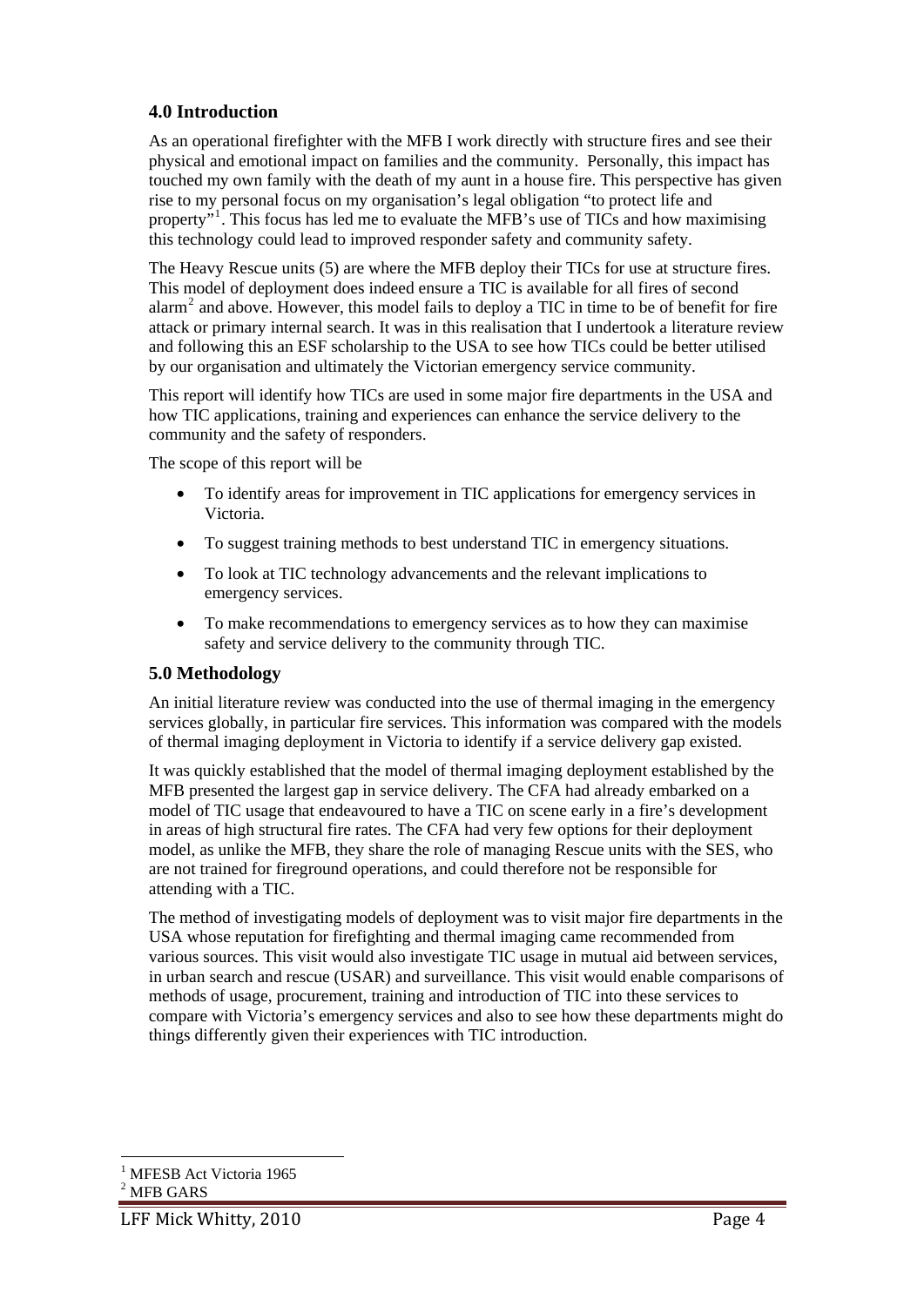## 4.0 Introduction

As an operational firefighter with the MFB I work directly with structure fires and see their physical and emotional impact on families and the community. Personally, this impact has touched my own family with the death of my aunt in a house fire. This perspective has given rise to my personal focus on my organisation's legal obligation "to protect life and property"[1]. This focus has led me to evaluate the MFB's use of TICs and how maximising this technology could lead to improved responder safety and community safety.

The Heavy Rescue units (5) are where the MFB deploy their TICs for use at structure fires. This model of deployment does indeed ensure a TIC is available for all fires of second alarm[2] and above. However, this model fails to deploy a TIC in time to be of benefit for fire attack or primary internal search. It was in this realisation that I undertook a literature review and following this an ESF scholarship to the USA to see how TICs could be better utilised by our organisation and ultimately the Victorian emergency service community.

This report will identify how TICs are used in some major fire departments in the USA and how TIC applications, training and experiences can enhance the service delivery to the community and the safety of responders.

The scope of this report will be

- To identify areas for improvement in TIC applications for emergency services in Victoria.
- To suggest training methods to best understand TIC in emergency situations.
- To look at TIC technology advancements and the relevant implications to emergency services.
- To make recommendations to emergency services as to how they can maximise safety and service delivery to the community through TIC.

## 5.0 Methodology

An initial literature review was conducted into the use of thermal imaging in the emergency services globally, in particular fire services. This information was compared with the models of thermal imaging deployment in Victoria to identify if a service delivery gap existed.

It was quickly established that the model of thermal imaging deployment established by the MFB presented the largest gap in service delivery. The CFA had already embarked on a model of TIC usage that endeavoured to have a TIC on scene early in a fire's development in areas of high structural fire rates. The CFA had very few options for their deployment model, as unlike the MFB, they share the role of managing Rescue units with the SES, who are not trained for fireground operations, and could therefore not be responsible for attending with a TIC.

The method of investigating models of deployment was to visit major fire departments in the USA whose reputation for firefighting and thermal imaging came recommended from various sources. This visit would also investigate TIC usage in mutual aid between services, in urban search and rescue (USAR) and surveillance. This visit would enable comparisons of methods of usage, procurement, training and introduction of TIC into these services to compare with Victoria's emergency services and also to see how these departments might do things differently given their experiences with TIC introduction.

[1] MFESB Act Victoria 1965

[2] MFB GARS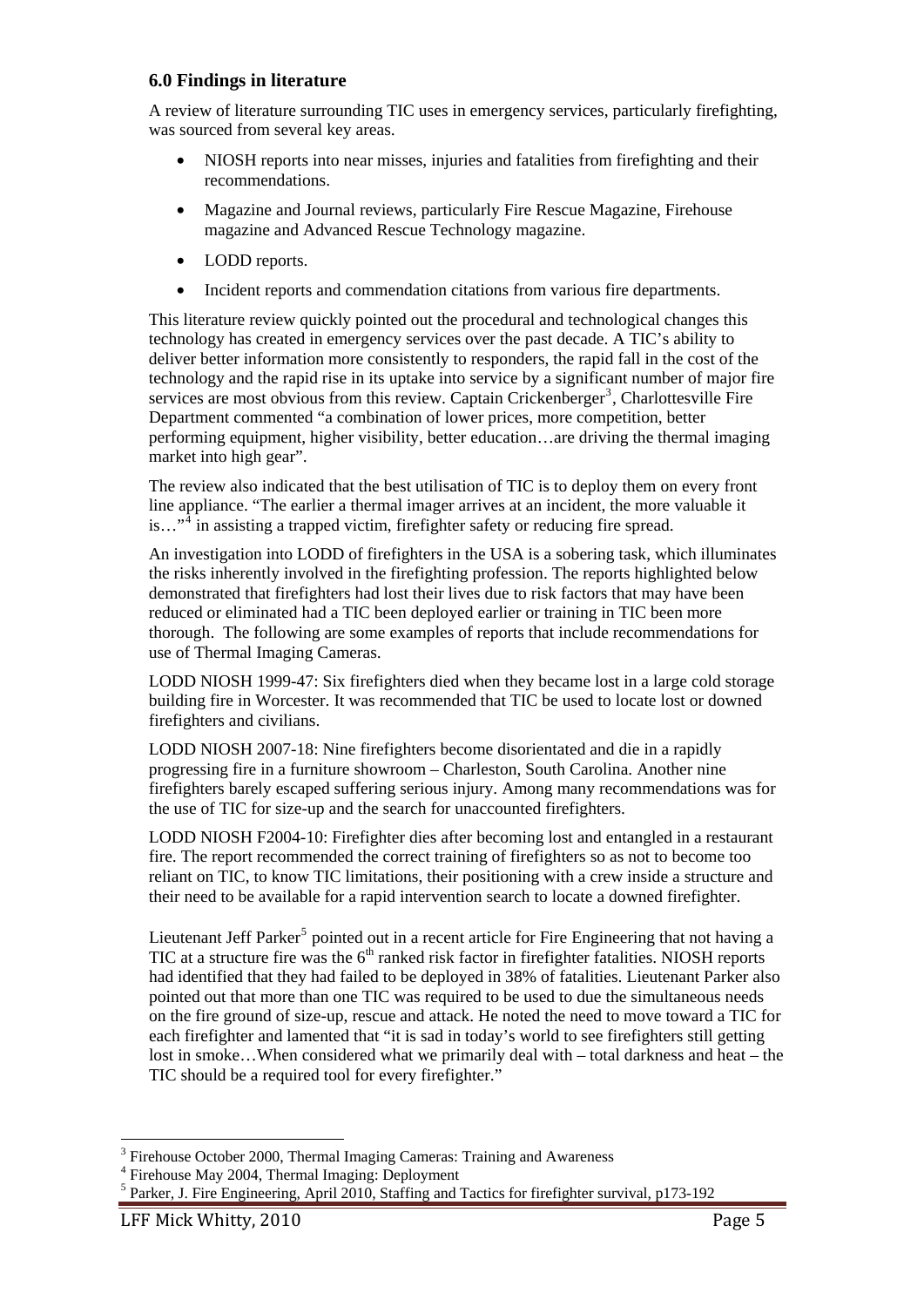### 6.0 Findings in literature

A review of literature surrounding TIC uses in emergency services, particularly firefighting, was sourced from several key areas.

- NIOSH reports into near misses, injuries and fatalities from firefighting and their recommendations.
- Magazine and Journal reviews, particularly Fire Rescue Magazine, Firehouse magazine and Advanced Rescue Technology magazine.
- LODD reports.
- Incident reports and commendation citations from various fire departments.

This literature review quickly pointed out the procedural and technological changes this technology has created in emergency services over the past decade. A TIC's ability to deliver better information more consistently to responders, the rapid fall in the cost of the technology and the rapid rise in its uptake into service by a significant number of major fire services are most obvious from this review. Captain Crickenberger[3], Charlottesville Fire Department commented "a combination of lower prices, more competition, better performing equipment, higher visibility, better education…are driving the thermal imaging market into high gear".

The review also indicated that the best utilisation of TIC is to deploy them on every front line appliance. "The earlier a thermal imager arrives at an incident, the more valuable it is…"[4] in assisting a trapped victim, firefighter safety or reducing fire spread.

An investigation into LODD of firefighters in the USA is a sobering task, which illuminates the risks inherently involved in the firefighting profession. The reports highlighted below demonstrated that firefighters had lost their lives due to risk factors that may have been reduced or eliminated had a TIC been deployed earlier or training in TIC been more thorough. The following are some examples of reports that include recommendations for use of Thermal Imaging Cameras.

LODD NIOSH 1999-47: Six firefighters died when they became lost in a large cold storage building fire in Worcester. It was recommended that TIC be used to locate lost or downed firefighters and civilians.

LODD NIOSH 2007-18: Nine firefighters become disorientated and die in a rapidly progressing fire in a furniture showroom – Charleston, South Carolina. Another nine firefighters barely escaped suffering serious injury. Among many recommendations was for the use of TIC for size-up and the search for unaccounted firefighters.

LODD NIOSH F2004-10: Firefighter dies after becoming lost and entangled in a restaurant fire. The report recommended the correct training of firefighters so as not to become too reliant on TIC, to know TIC limitations, their positioning with a crew inside a structure and their need to be available for a rapid intervention search to locate a downed firefighter.

Lieutenant Jeff Parker[5] pointed out in a recent article for Fire Engineering that not having a TIC at a structure fire was the 6th ranked risk factor in firefighter fatalities. NIOSH reports had identified that they had failed to be deployed in 38% of fatalities. Lieutenant Parker also pointed out that more than one TIC was required to be used to due the simultaneous needs on the fire ground of size-up, rescue and attack. He noted the need to move toward a TIC for each firefighter and lamented that "it is sad in today's world to see firefighters still getting lost in smoke…When considered what we primarily deal with – total darkness and heat – the TIC should be a required tool for every firefighter."

---

[3] Firehouse October 2000, Thermal Imaging Cameras: Training and Awareness

[4] Firehouse May 2004, Thermal Imaging: Deployment

[5] Parker, J. Fire Engineering, April 2010, Staffing and Tactics for firefighter survival, p173-192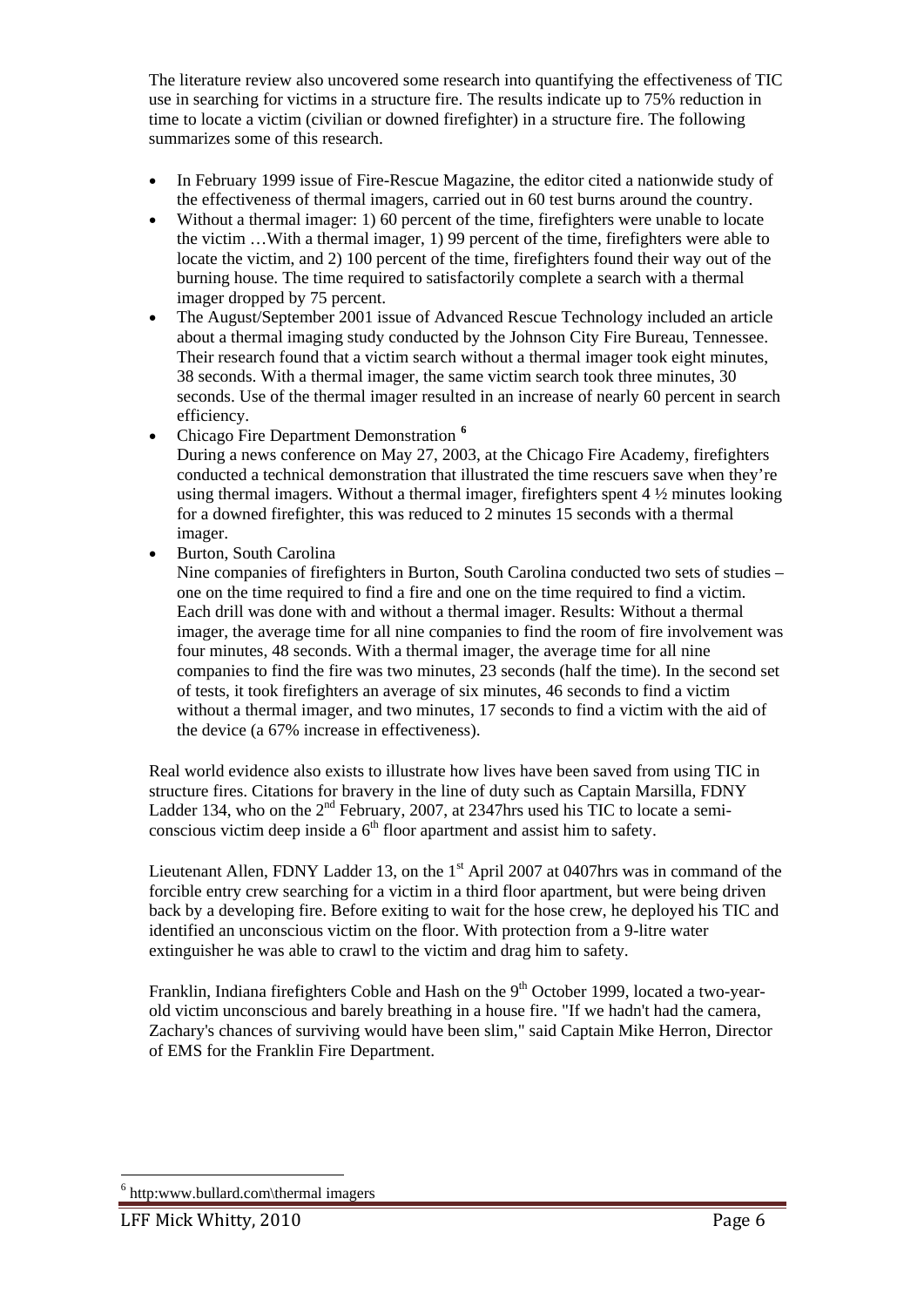The literature review also uncovered some research into quantifying the effectiveness of TIC use in searching for victims in a structure fire. The results indicate up to 75% reduction in time to locate a victim (civilian or downed firefighter) in a structure fire. The following summarizes some of this research.

- In February 1999 issue of Fire-Rescue Magazine, the editor cited a nationwide study of the effectiveness of thermal imagers, carried out in 60 test burns around the country.
- Without a thermal imager: 1) 60 percent of the time, firefighters were unable to locate the victim …With a thermal imager, 1) 99 percent of the time, firefighters were able to locate the victim, and 2) 100 percent of the time, firefighters found their way out of the burning house. The time required to satisfactorily complete a search with a thermal imager dropped by 75 percent.
- The August/September 2001 issue of Advanced Rescue Technology included an article about a thermal imaging study conducted by the Johnson City Fire Bureau, Tennessee. Their research found that a victim search without a thermal imager took eight minutes, 38 seconds. With a thermal imager, the same victim search took three minutes, 30 seconds. Use of the thermal imager resulted in an increase of nearly 60 percent in search efficiency.
- Chicago Fire Department Demonstration [6]
  During a news conference on May 27, 2003, at the Chicago Fire Academy, firefighters conducted a technical demonstration that illustrated the time rescuers save when they're using thermal imagers. Without a thermal imager, firefighters spent 4 ½ minutes looking for a downed firefighter, this was reduced to 2 minutes 15 seconds with a thermal imager.
- Burton, South Carolina
  Nine companies of firefighters in Burton, South Carolina conducted two sets of studies – one on the time required to find a fire and one on the time required to find a victim. Each drill was done with and without a thermal imager. Results: Without a thermal imager, the average time for all nine companies to find the room of fire involvement was four minutes, 48 seconds. With a thermal imager, the average time for all nine companies to find the fire was two minutes, 23 seconds (half the time). In the second set of tests, it took firefighters an average of six minutes, 46 seconds to find a victim without a thermal imager, and two minutes, 17 seconds to find a victim with the aid of the device (a 67% increase in effectiveness).

Real world evidence also exists to illustrate how lives have been saved from using TIC in structure fires. Citations for bravery in the line of duty such as Captain Marsilla, FDNY Ladder 134, who on the 2nd February, 2007, at 2347hrs used his TIC to locate a semi-conscious victim deep inside a 6th floor apartment and assist him to safety.

Lieutenant Allen, FDNY Ladder 13, on the 1st April 2007 at 0407hrs was in command of the forcible entry crew searching for a victim in a third floor apartment, but were being driven back by a developing fire. Before exiting to wait for the hose crew, he deployed his TIC and identified an unconscious victim on the floor. With protection from a 9-litre water extinguisher he was able to crawl to the victim and drag him to safety.

Franklin, Indiana firefighters Coble and Hash on the 9th October 1999, located a two-year-old victim unconscious and barely breathing in a house fire. "If we hadn't had the camera, Zachary's chances of surviving would have been slim," said Captain Mike Herron, Director of EMS for the Franklin Fire Department.

[6] http:www.bullard.com\thermal imagers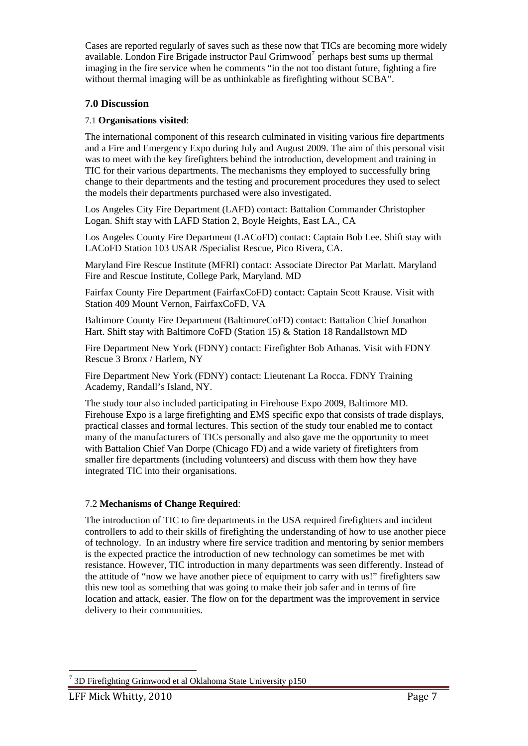Cases are reported regularly of saves such as these now that TICs are becoming more widely available. London Fire Brigade instructor Paul Grimwood[7] perhaps best sums up thermal imaging in the fire service when he comments "in the not too distant future, fighting a fire without thermal imaging will be as unthinkable as firefighting without SCBA".

## 7.0 Discussion

### 7.1 **Organisations visited**:

The international component of this research culminated in visiting various fire departments and a Fire and Emergency Expo during July and August 2009. The aim of this personal visit was to meet with the key firefighters behind the introduction, development and training in TIC for their various departments. The mechanisms they employed to successfully bring change to their departments and the testing and procurement procedures they used to select the models their departments purchased were also investigated.

Los Angeles City Fire Department (LAFD) contact: Battalion Commander Christopher Logan. Shift stay with LAFD Station 2, Boyle Heights, East LA., CA

Los Angeles County Fire Department (LACoFD) contact: Captain Bob Lee. Shift stay with LACoFD Station 103 USAR /Specialist Rescue, Pico Rivera, CA.

Maryland Fire Rescue Institute (MFRI) contact: Associate Director Pat Marlatt. Maryland Fire and Rescue Institute, College Park, Maryland. MD

Fairfax County Fire Department (FairfaxCoFD) contact: Captain Scott Krause. Visit with Station 409 Mount Vernon, FairfaxCoFD, VA

Baltimore County Fire Department (BaltimoreCoFD) contact: Battalion Chief Jonathon Hart. Shift stay with Baltimore CoFD (Station 15) & Station 18 Randallstown MD

Fire Department New York (FDNY) contact: Firefighter Bob Athanas. Visit with FDNY Rescue 3 Bronx / Harlem, NY

Fire Department New York (FDNY) contact: Lieutenant La Rocca. FDNY Training Academy, Randall's Island, NY.

The study tour also included participating in Firehouse Expo 2009, Baltimore MD. Firehouse Expo is a large firefighting and EMS specific expo that consists of trade displays, practical classes and formal lectures. This section of the study tour enabled me to contact many of the manufacturers of TICs personally and also gave me the opportunity to meet with Battalion Chief Van Dorpe (Chicago FD) and a wide variety of firefighters from smaller fire departments (including volunteers) and discuss with them how they have integrated TIC into their organisations.

### 7.2 **Mechanisms of Change Required**:

The introduction of TIC to fire departments in the USA required firefighters and incident controllers to add to their skills of firefighting the understanding of how to use another piece of technology. In an industry where fire service tradition and mentoring by senior members is the expected practice the introduction of new technology can sometimes be met with resistance. However, TIC introduction in many departments was seen differently. Instead of the attitude of "now we have another piece of equipment to carry with us!" firefighters saw this new tool as something that was going to make their job safer and in terms of fire location and attack, easier. The flow on for the department was the improvement in service delivery to their communities.

[7] 3D Firefighting Grimwood et al Oklahoma State University p150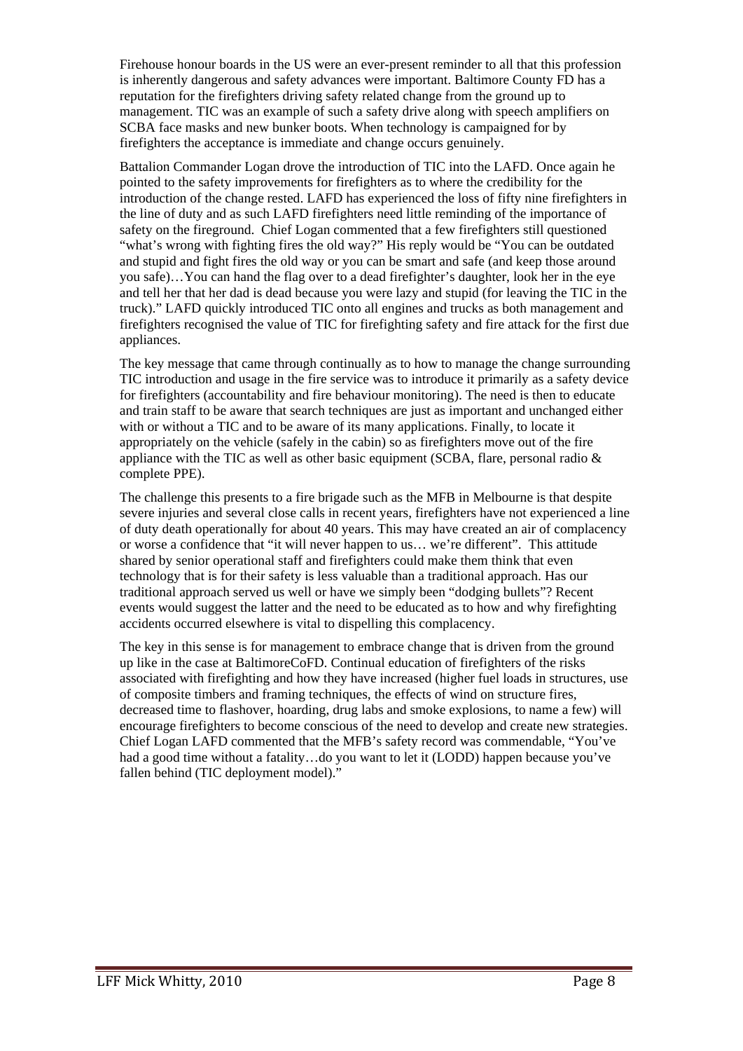Firehouse honour boards in the US were an ever-present reminder to all that this profession is inherently dangerous and safety advances were important. Baltimore County FD has a reputation for the firefighters driving safety related change from the ground up to management. TIC was an example of such a safety drive along with speech amplifiers on SCBA face masks and new bunker boots. When technology is campaigned for by firefighters the acceptance is immediate and change occurs genuinely.

Battalion Commander Logan drove the introduction of TIC into the LAFD. Once again he pointed to the safety improvements for firefighters as to where the credibility for the introduction of the change rested. LAFD has experienced the loss of fifty nine firefighters in the line of duty and as such LAFD firefighters need little reminding of the importance of safety on the fireground. Chief Logan commented that a few firefighters still questioned "what's wrong with fighting fires the old way?" His reply would be "You can be outdated and stupid and fight fires the old way or you can be smart and safe (and keep those around you safe)…You can hand the flag over to a dead firefighter's daughter, look her in the eye and tell her that her dad is dead because you were lazy and stupid (for leaving the TIC in the truck)." LAFD quickly introduced TIC onto all engines and trucks as both management and firefighters recognised the value of TIC for firefighting safety and fire attack for the first due appliances.

The key message that came through continually as to how to manage the change surrounding TIC introduction and usage in the fire service was to introduce it primarily as a safety device for firefighters (accountability and fire behaviour monitoring). The need is then to educate and train staff to be aware that search techniques are just as important and unchanged either with or without a TIC and to be aware of its many applications. Finally, to locate it appropriately on the vehicle (safely in the cabin) so as firefighters move out of the fire appliance with the TIC as well as other basic equipment (SCBA, flare, personal radio & complete PPE).

The challenge this presents to a fire brigade such as the MFB in Melbourne is that despite severe injuries and several close calls in recent years, firefighters have not experienced a line of duty death operationally for about 40 years. This may have created an air of complacency or worse a confidence that "it will never happen to us… we're different". This attitude shared by senior operational staff and firefighters could make them think that even technology that is for their safety is less valuable than a traditional approach. Has our traditional approach served us well or have we simply been "dodging bullets"? Recent events would suggest the latter and the need to be educated as to how and why firefighting accidents occurred elsewhere is vital to dispelling this complacency.

The key in this sense is for management to embrace change that is driven from the ground up like in the case at BaltimoreCoFD. Continual education of firefighters of the risks associated with firefighting and how they have increased (higher fuel loads in structures, use of composite timbers and framing techniques, the effects of wind on structure fires, decreased time to flashover, hoarding, drug labs and smoke explosions, to name a few) will encourage firefighters to become conscious of the need to develop and create new strategies. Chief Logan LAFD commented that the MFB's safety record was commendable, "You've had a good time without a fatality…do you want to let it (LODD) happen because you've fallen behind (TIC deployment model)."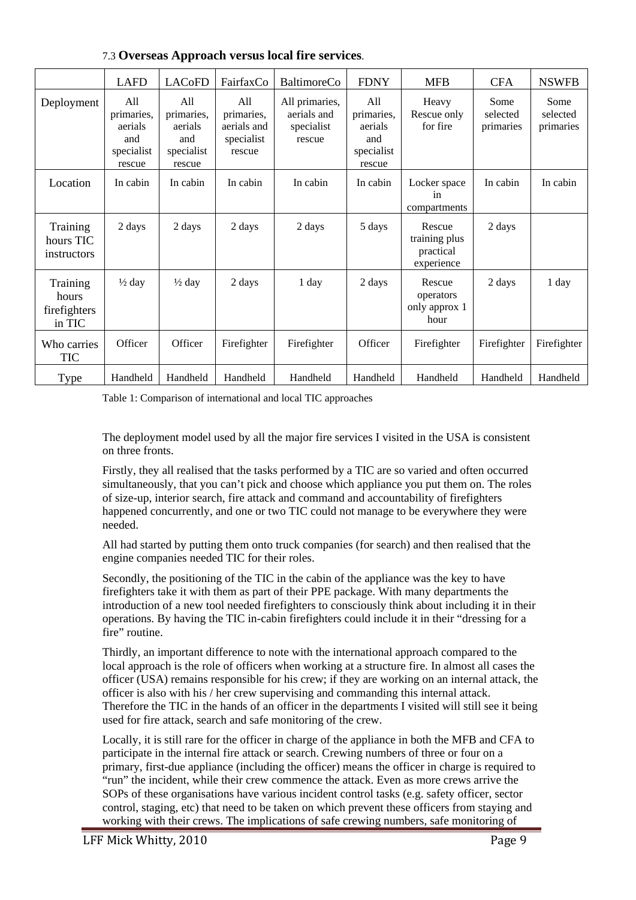### 7.3 **Overseas Approach versus local fire services**.

| | LAFD | LACoFD | FairfaxCo | BaltimoreCo | FDNY | MFB | CFA | NSWFB |
|---|---|---|---|---|---|---|---|---|
| Deployment | All primaries, aerials and specialist rescue | All primaries, aerials and specialist rescue | All primaries, aerials and specialist rescue | All primaries, aerials and specialist rescue | All primaries, aerials and specialist rescue | Heavy Rescue only for fire | Some selected primaries | Some selected primaries |
| Location | In cabin | In cabin | In cabin | In cabin | In cabin | Locker space in compartments | In cabin | In cabin |
| Training hours TIC instructors | 2 days | 2 days | 2 days | 2 days | 5 days | Rescue training plus practical experience | 2 days | |
| Training hours firefighters in TIC | ½ day | ½ day | 2 days | 1 day | 2 days | Rescue operators only approx 1 hour | 2 days | 1 day |
| Who carries TIC | Officer | Officer | Firefighter | Firefighter | Officer | Firefighter | Firefighter | Firefighter |
| Type | Handheld | Handheld | Handheld | Handheld | Handheld | Handheld | Handheld | Handheld |

Table 1: Comparison of international and local TIC approaches

The deployment model used by all the major fire services I visited in the USA is consistent on three fronts.

Firstly, they all realised that the tasks performed by a TIC are so varied and often occurred simultaneously, that you can't pick and choose which appliance you put them on. The roles of size-up, interior search, fire attack and command and accountability of firefighters happened concurrently, and one or two TIC could not manage to be everywhere they were needed.

All had started by putting them onto truck companies (for search) and then realised that the engine companies needed TIC for their roles.

Secondly, the positioning of the TIC in the cabin of the appliance was the key to have firefighters take it with them as part of their PPE package. With many departments the introduction of a new tool needed firefighters to consciously think about including it in their operations. By having the TIC in-cabin firefighters could include it in their "dressing for a fire" routine.

Thirdly, an important difference to note with the international approach compared to the local approach is the role of officers when working at a structure fire. In almost all cases the officer (USA) remains responsible for his crew; if they are working on an internal attack, the officer is also with his / her crew supervising and commanding this internal attack. Therefore the TIC in the hands of an officer in the departments I visited will still see it being used for fire attack, search and safe monitoring of the crew.

Locally, it is still rare for the officer in charge of the appliance in both the MFB and CFA to participate in the internal fire attack or search. Crewing numbers of three or four on a primary, first-due appliance (including the officer) means the officer in charge is required to "run" the incident, while their crew commence the attack. Even as more crews arrive the SOPs of these organisations have various incident control tasks (e.g. safety officer, sector control, staging, etc) that need to be taken on which prevent these officers from staying and working with their crews. The implications of safe crewing numbers, safe monitoring of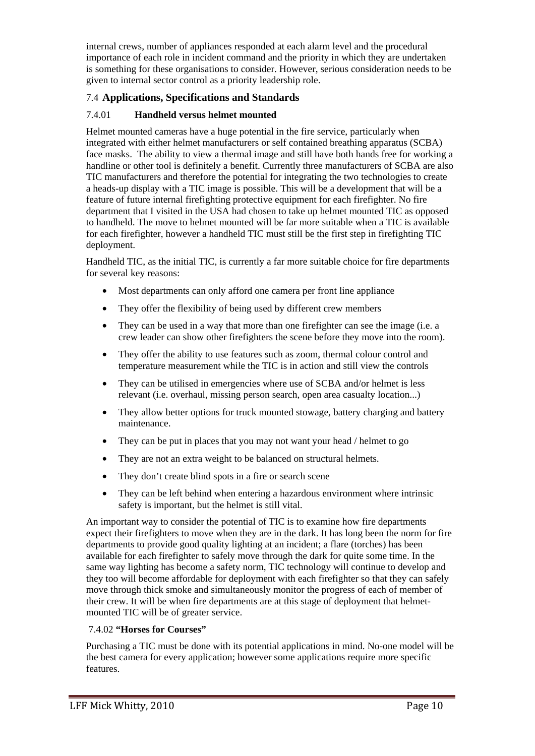internal crews, number of appliances responded at each alarm level and the procedural importance of each role in incident command and the priority in which they are undertaken is something for these organisations to consider. However, serious consideration needs to be given to internal sector control as a priority leadership role.

## 7.4 Applications, Specifications and Standards

### 7.4.01 Handheld versus helmet mounted

Helmet mounted cameras have a huge potential in the fire service, particularly when integrated with either helmet manufacturers or self contained breathing apparatus (SCBA) face masks. The ability to view a thermal image and still have both hands free for working a handline or other tool is definitely a benefit. Currently three manufacturers of SCBA are also TIC manufacturers and therefore the potential for integrating the two technologies to create a heads-up display with a TIC image is possible. This will be a development that will be a feature of future internal firefighting protective equipment for each firefighter. No fire department that I visited in the USA had chosen to take up helmet mounted TIC as opposed to handheld. The move to helmet mounted will be far more suitable when a TIC is available for each firefighter, however a handheld TIC must still be the first step in firefighting TIC deployment.

Handheld TIC, as the initial TIC, is currently a far more suitable choice for fire departments for several key reasons:

- Most departments can only afford one camera per front line appliance
- They offer the flexibility of being used by different crew members
- They can be used in a way that more than one firefighter can see the image (i.e. a crew leader can show other firefighters the scene before they move into the room).
- They offer the ability to use features such as zoom, thermal colour control and temperature measurement while the TIC is in action and still view the controls
- They can be utilised in emergencies where use of SCBA and/or helmet is less relevant (i.e. overhaul, missing person search, open area casualty location...)
- They allow better options for truck mounted stowage, battery charging and battery maintenance.
- They can be put in places that you may not want your head / helmet to go
- They are not an extra weight to be balanced on structural helmets.
- They don't create blind spots in a fire or search scene
- They can be left behind when entering a hazardous environment where intrinsic safety is important, but the helmet is still vital.

An important way to consider the potential of TIC is to examine how fire departments expect their firefighters to move when they are in the dark. It has long been the norm for fire departments to provide good quality lighting at an incident; a flare (torches) has been available for each firefighter to safely move through the dark for quite some time. In the same way lighting has become a safety norm, TIC technology will continue to develop and they too will become affordable for deployment with each firefighter so that they can safely move through thick smoke and simultaneously monitor the progress of each of member of their crew. It will be when fire departments are at this stage of deployment that helmet-mounted TIC will be of greater service.

### 7.4.02 "Horses for Courses"

Purchasing a TIC must be done with its potential applications in mind. No-one model will be the best camera for every application; however some applications require more specific features.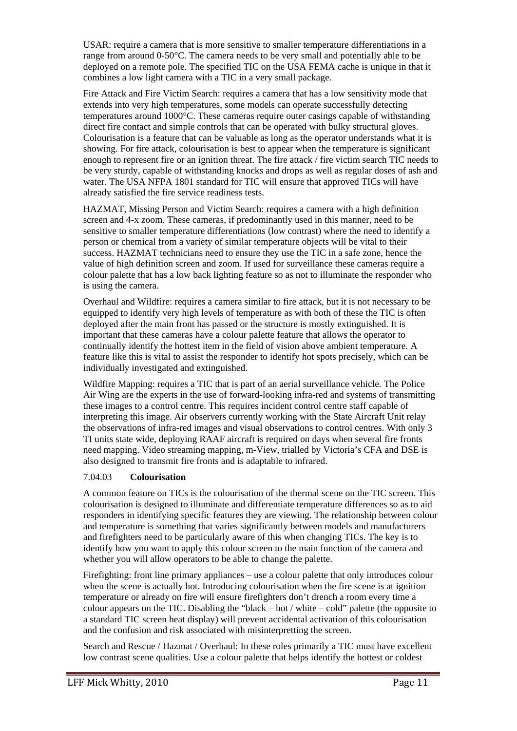USAR: require a camera that is more sensitive to smaller temperature differentiations in a range from around 0-50°C. The camera needs to be very small and potentially able to be deployed on a remote pole. The specified TIC on the USA FEMA cache is unique in that it combines a low light camera with a TIC in a very small package.

Fire Attack and Fire Victim Search: requires a camera that has a low sensitivity mode that extends into very high temperatures, some models can operate successfully detecting temperatures around 1000°C. These cameras require outer casings capable of withstanding direct fire contact and simple controls that can be operated with bulky structural gloves. Colourisation is a feature that can be valuable as long as the operator understands what it is showing. For fire attack, colourisation is best to appear when the temperature is significant enough to represent fire or an ignition threat. The fire attack / fire victim search TIC needs to be very sturdy, capable of withstanding knocks and drops as well as regular doses of ash and water. The USA NFPA 1801 standard for TIC will ensure that approved TICs will have already satisfied the fire service readiness tests.

HAZMAT, Missing Person and Victim Search: requires a camera with a high definition screen and 4-x zoom. These cameras, if predominantly used in this manner, need to be sensitive to smaller temperature differentiations (low contrast) where the need to identify a person or chemical from a variety of similar temperature objects will be vital to their success. HAZMAT technicians need to ensure they use the TIC in a safe zone, hence the value of high definition screen and zoom. If used for surveillance these cameras require a colour palette that has a low back lighting feature so as not to illuminate the responder who is using the camera.

Overhaul and Wildfire: requires a camera similar to fire attack, but it is not necessary to be equipped to identify very high levels of temperature as with both of these the TIC is often deployed after the main front has passed or the structure is mostly extinguished. It is important that these cameras have a colour palette feature that allows the operator to continually identify the hottest item in the field of vision above ambient temperature. A feature like this is vital to assist the responder to identify hot spots precisely, which can be individually investigated and extinguished.

Wildfire Mapping: requires a TIC that is part of an aerial surveillance vehicle. The Police Air Wing are the experts in the use of forward-looking infra-red and systems of transmitting these images to a control centre. This requires incident control centre staff capable of interpreting this image. Air observers currently working with the State Aircraft Unit relay the observations of infra-red images and visual observations to control centres. With only 3 TI units state wide, deploying RAAF aircraft is required on days when several fire fronts need mapping. Video streaming mapping, m-View, trialled by Victoria's CFA and DSE is also designed to transmit fire fronts and is adaptable to infrared.

### 7.04.03 **Colourisation**

A common feature on TICs is the colourisation of the thermal scene on the TIC screen. This colourisation is designed to illuminate and differentiate temperature differences so as to aid responders in identifying specific features they are viewing. The relationship between colour and temperature is something that varies significantly between models and manufacturers and firefighters need to be particularly aware of this when changing TICs. The key is to identify how you want to apply this colour screen to the main function of the camera and whether you will allow operators to be able to change the palette.

Firefighting: front line primary appliances – use a colour palette that only introduces colour when the scene is actually hot. Introducing colourisation when the fire scene is at ignition temperature or already on fire will ensure firefighters don't drench a room every time a colour appears on the TIC. Disabling the "black – hot / white – cold" palette (the opposite to a standard TIC screen heat display) will prevent accidental activation of this colourisation and the confusion and risk associated with misinterpretting the screen.

Search and Rescue / Hazmat / Overhaul: In these roles primarily a TIC must have excellent low contrast scene qualities. Use a colour palette that helps identify the hottest or coldest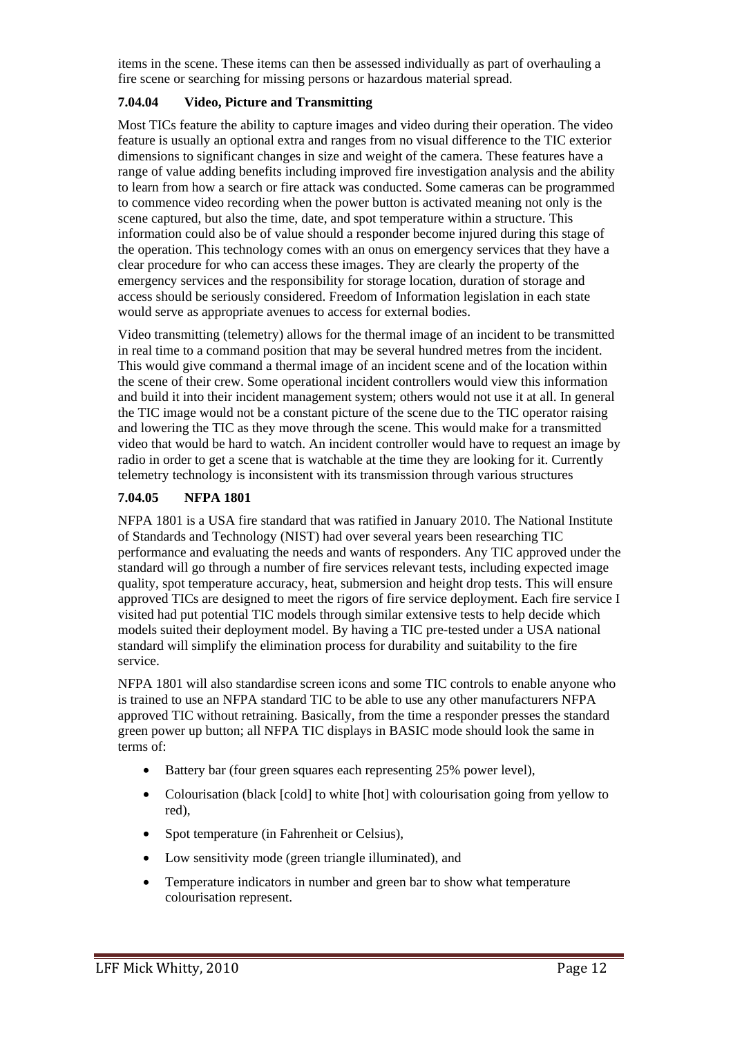items in the scene. These items can then be assessed individually as part of overhauling a fire scene or searching for missing persons or hazardous material spread.

### 7.04.04 Video, Picture and Transmitting

Most TICs feature the ability to capture images and video during their operation. The video feature is usually an optional extra and ranges from no visual difference to the TIC exterior dimensions to significant changes in size and weight of the camera. These features have a range of value adding benefits including improved fire investigation analysis and the ability to learn from how a search or fire attack was conducted. Some cameras can be programmed to commence video recording when the power button is activated meaning not only is the scene captured, but also the time, date, and spot temperature within a structure. This information could also be of value should a responder become injured during this stage of the operation. This technology comes with an onus on emergency services that they have a clear procedure for who can access these images. They are clearly the property of the emergency services and the responsibility for storage location, duration of storage and access should be seriously considered. Freedom of Information legislation in each state would serve as appropriate avenues to access for external bodies.

Video transmitting (telemetry) allows for the thermal image of an incident to be transmitted in real time to a command position that may be several hundred metres from the incident. This would give command a thermal image of an incident scene and of the location within the scene of their crew. Some operational incident controllers would view this information and build it into their incident management system; others would not use it at all. In general the TIC image would not be a constant picture of the scene due to the TIC operator raising and lowering the TIC as they move through the scene. This would make for a transmitted video that would be hard to watch. An incident controller would have to request an image by radio in order to get a scene that is watchable at the time they are looking for it. Currently telemetry technology is inconsistent with its transmission through various structures

### 7.04.05 NFPA 1801

NFPA 1801 is a USA fire standard that was ratified in January 2010. The National Institute of Standards and Technology (NIST) had over several years been researching TIC performance and evaluating the needs and wants of responders. Any TIC approved under the standard will go through a number of fire services relevant tests, including expected image quality, spot temperature accuracy, heat, submersion and height drop tests. This will ensure approved TICs are designed to meet the rigors of fire service deployment. Each fire service I visited had put potential TIC models through similar extensive tests to help decide which models suited their deployment model. By having a TIC pre-tested under a USA national standard will simplify the elimination process for durability and suitability to the fire service.

NFPA 1801 will also standardise screen icons and some TIC controls to enable anyone who is trained to use an NFPA standard TIC to be able to use any other manufacturers NFPA approved TIC without retraining. Basically, from the time a responder presses the standard green power up button; all NFPA TIC displays in BASIC mode should look the same in terms of:

- Battery bar (four green squares each representing 25% power level),
- Colourisation (black [cold] to white [hot] with colourisation going from yellow to red),
- Spot temperature (in Fahrenheit or Celsius),
- Low sensitivity mode (green triangle illuminated), and
- Temperature indicators in number and green bar to show what temperature colourisation represent.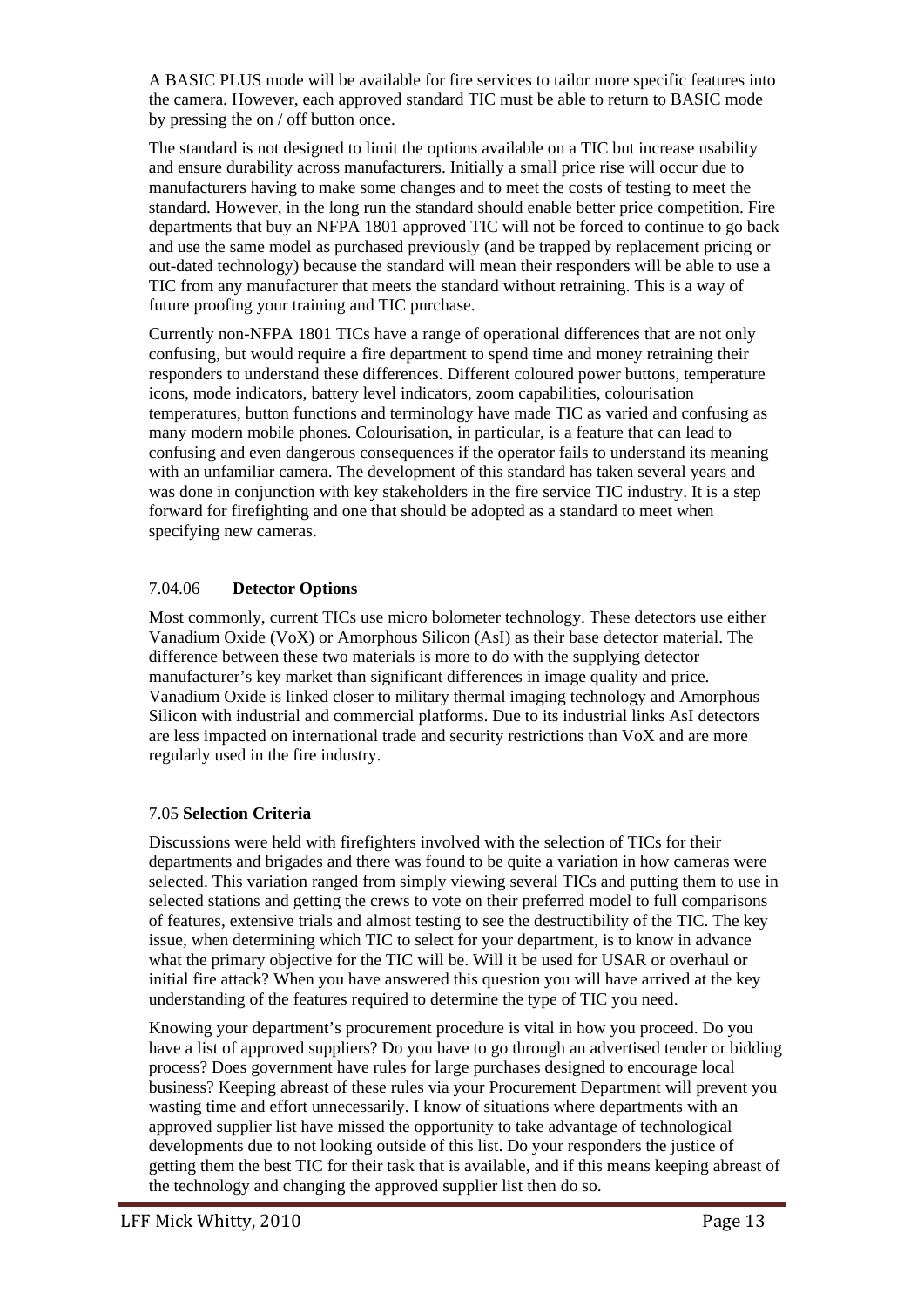A BASIC PLUS mode will be available for fire services to tailor more specific features into the camera. However, each approved standard TIC must be able to return to BASIC mode by pressing the on / off button once.

The standard is not designed to limit the options available on a TIC but increase usability and ensure durability across manufacturers. Initially a small price rise will occur due to manufacturers having to make some changes and to meet the costs of testing to meet the standard. However, in the long run the standard should enable better price competition. Fire departments that buy an NFPA 1801 approved TIC will not be forced to continue to go back and use the same model as purchased previously (and be trapped by replacement pricing or out-dated technology) because the standard will mean their responders will be able to use a TIC from any manufacturer that meets the standard without retraining. This is a way of future proofing your training and TIC purchase.

Currently non-NFPA 1801 TICs have a range of operational differences that are not only confusing, but would require a fire department to spend time and money retraining their responders to understand these differences. Different coloured power buttons, temperature icons, mode indicators, battery level indicators, zoom capabilities, colourisation temperatures, button functions and terminology have made TIC as varied and confusing as many modern mobile phones. Colourisation, in particular, is a feature that can lead to confusing and even dangerous consequences if the operator fails to understand its meaning with an unfamiliar camera. The development of this standard has taken several years and was done in conjunction with key stakeholders in the fire service TIC industry. It is a step forward for firefighting and one that should be adopted as a standard to meet when specifying new cameras.

### 7.04.06 **Detector Options**

Most commonly, current TICs use micro bolometer technology. These detectors use either Vanadium Oxide (VoX) or Amorphous Silicon (AsI) as their base detector material. The difference between these two materials is more to do with the supplying detector manufacturer's key market than significant differences in image quality and price. Vanadium Oxide is linked closer to military thermal imaging technology and Amorphous Silicon with industrial and commercial platforms. Due to its industrial links AsI detectors are less impacted on international trade and security restrictions than VoX and are more regularly used in the fire industry.

## 7.05 **Selection Criteria**

Discussions were held with firefighters involved with the selection of TICs for their departments and brigades and there was found to be quite a variation in how cameras were selected. This variation ranged from simply viewing several TICs and putting them to use in selected stations and getting the crews to vote on their preferred model to full comparisons of features, extensive trials and almost testing to see the destructibility of the TIC. The key issue, when determining which TIC to select for your department, is to know in advance what the primary objective for the TIC will be. Will it be used for USAR or overhaul or initial fire attack? When you have answered this question you will have arrived at the key understanding of the features required to determine the type of TIC you need.

Knowing your department's procurement procedure is vital in how you proceed. Do you have a list of approved suppliers? Do you have to go through an advertised tender or bidding process? Does government have rules for large purchases designed to encourage local business? Keeping abreast of these rules via your Procurement Department will prevent you wasting time and effort unnecessarily. I know of situations where departments with an approved supplier list have missed the opportunity to take advantage of technological developments due to not looking outside of this list. Do your responders the justice of getting them the best TIC for their task that is available, and if this means keeping abreast of the technology and changing the approved supplier list then do so.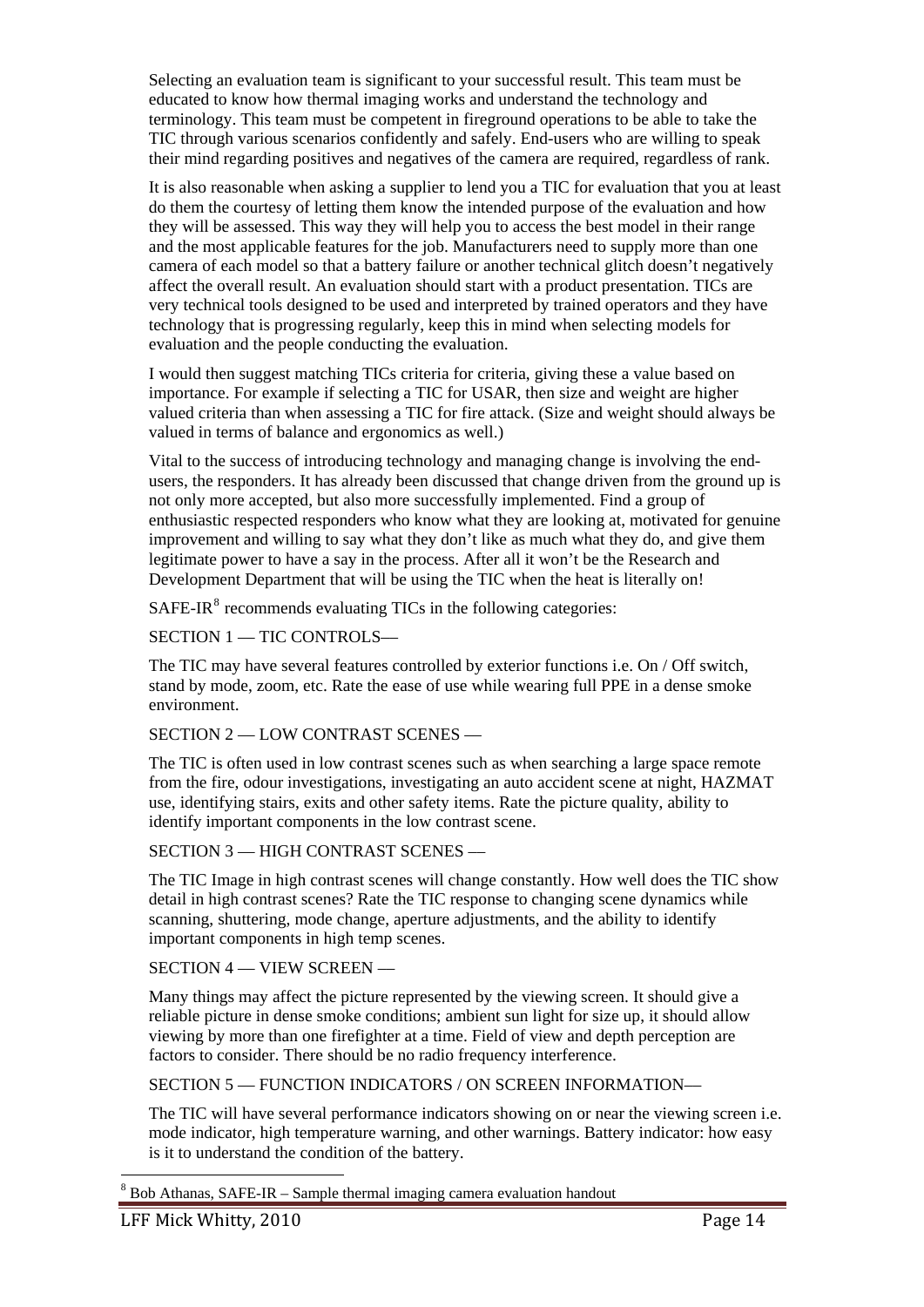Selecting an evaluation team is significant to your successful result. This team must be educated to know how thermal imaging works and understand the technology and terminology. This team must be competent in fireground operations to be able to take the TIC through various scenarios confidently and safely. End-users who are willing to speak their mind regarding positives and negatives of the camera are required, regardless of rank.

It is also reasonable when asking a supplier to lend you a TIC for evaluation that you at least do them the courtesy of letting them know the intended purpose of the evaluation and how they will be assessed. This way they will help you to access the best model in their range and the most applicable features for the job. Manufacturers need to supply more than one camera of each model so that a battery failure or another technical glitch doesn't negatively affect the overall result. An evaluation should start with a product presentation. TICs are very technical tools designed to be used and interpreted by trained operators and they have technology that is progressing regularly, keep this in mind when selecting models for evaluation and the people conducting the evaluation.

I would then suggest matching TICs criteria for criteria, giving these a value based on importance. For example if selecting a TIC for USAR, then size and weight are higher valued criteria than when assessing a TIC for fire attack. (Size and weight should always be valued in terms of balance and ergonomics as well.)

Vital to the success of introducing technology and managing change is involving the end-users, the responders. It has already been discussed that change driven from the ground up is not only more accepted, but also more successfully implemented. Find a group of enthusiastic respected responders who know what they are looking at, motivated for genuine improvement and willing to say what they don't like as much what they do, and give them legitimate power to have a say in the process. After all it won't be the Research and Development Department that will be using the TIC when the heat is literally on!

SAFE-IR[8] recommends evaluating TICs in the following categories:

SECTION 1 — TIC CONTROLS—

The TIC may have several features controlled by exterior functions i.e. On / Off switch, stand by mode, zoom, etc. Rate the ease of use while wearing full PPE in a dense smoke environment.

SECTION 2 — LOW CONTRAST SCENES —

The TIC is often used in low contrast scenes such as when searching a large space remote from the fire, odour investigations, investigating an auto accident scene at night, HAZMAT use, identifying stairs, exits and other safety items. Rate the picture quality, ability to identify important components in the low contrast scene.

SECTION 3 — HIGH CONTRAST SCENES —

The TIC Image in high contrast scenes will change constantly. How well does the TIC show detail in high contrast scenes? Rate the TIC response to changing scene dynamics while scanning, shuttering, mode change, aperture adjustments, and the ability to identify important components in high temp scenes.

SECTION 4 — VIEW SCREEN —

Many things may affect the picture represented by the viewing screen. It should give a reliable picture in dense smoke conditions; ambient sun light for size up, it should allow viewing by more than one firefighter at a time. Field of view and depth perception are factors to consider. There should be no radio frequency interference.

SECTION 5 — FUNCTION INDICATORS / ON SCREEN INFORMATION—

The TIC will have several performance indicators showing on or near the viewing screen i.e. mode indicator, high temperature warning, and other warnings. Battery indicator: how easy is it to understand the condition of the battery.

[8] Bob Athanas, SAFE-IR – Sample thermal imaging camera evaluation handout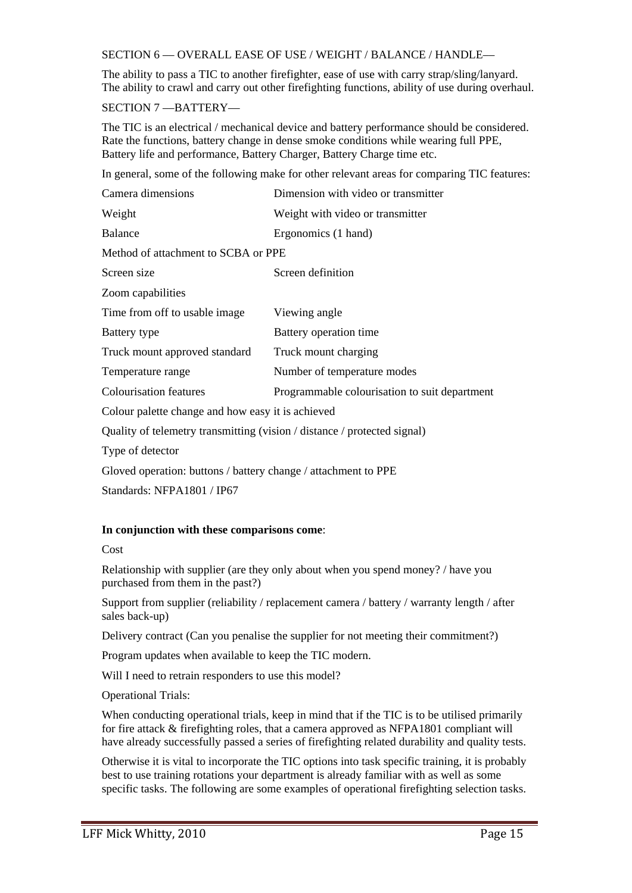SECTION 6 — OVERALL EASE OF USE / WEIGHT / BALANCE / HANDLE—

The ability to pass a TIC to another firefighter, ease of use with carry strap/sling/lanyard. The ability to crawl and carry out other firefighting functions, ability of use during overhaul.

SECTION 7 —BATTERY—

The TIC is an electrical / mechanical device and battery performance should be considered. Rate the functions, battery change in dense smoke conditions while wearing full PPE, Battery life and performance, Battery Charger, Battery Charge time etc.

In general, some of the following make for other relevant areas for comparing TIC features:

| | |
|---|---|
| Camera dimensions | Dimension with video or transmitter |
| Weight | Weight with video or transmitter |
| Balance | Ergonomics (1 hand) |
| Method of attachment to SCBA or PPE | |
| Screen size | Screen definition |
| Zoom capabilities | |
| Time from off to usable image | Viewing angle |
| Battery type | Battery operation time |
| Truck mount approved standard | Truck mount charging |
| Temperature range | Number of temperature modes |
| Colourisation features | Programmable colourisation to suit department |

Colour palette change and how easy it is achieved

Quality of telemetry transmitting (vision / distance / protected signal)

Type of detector

Gloved operation: buttons / battery change / attachment to PPE

Standards: NFPA1801 / IP67

**In conjunction with these comparisons come**:

Cost

Relationship with supplier (are they only about when you spend money? / have you purchased from them in the past?)

Support from supplier (reliability / replacement camera / battery / warranty length / after sales back-up)

Delivery contract (Can you penalise the supplier for not meeting their commitment?)

Program updates when available to keep the TIC modern.

Will I need to retrain responders to use this model?

Operational Trials:

When conducting operational trials, keep in mind that if the TIC is to be utilised primarily for fire attack & firefighting roles, that a camera approved as NFPA1801 compliant will have already successfully passed a series of firefighting related durability and quality tests.

Otherwise it is vital to incorporate the TIC options into task specific training, it is probably best to use training rotations your department is already familiar with as well as some specific tasks. The following are some examples of operational firefighting selection tasks.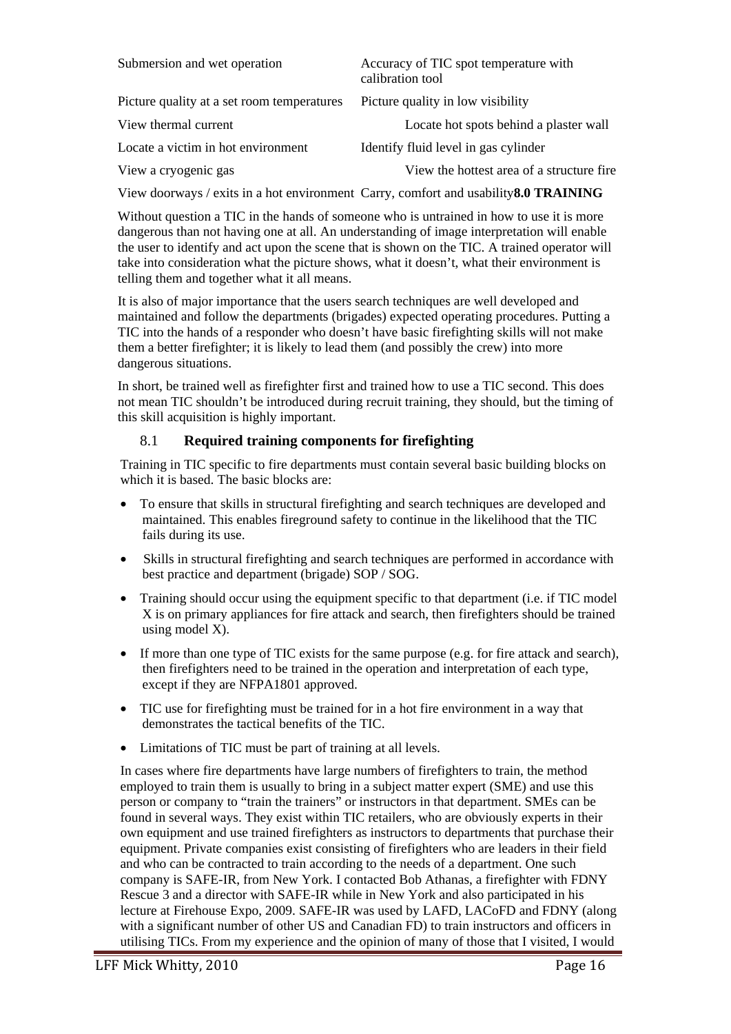| | |
|---|---|
| Submersion and wet operation | Accuracy of TIC spot temperature with calibration tool |
| Picture quality at a set room temperatures | Picture quality in low visibility |
| View thermal current | Locate hot spots behind a plaster wall |
| Locate a victim in hot environment | Identify fluid level in gas cylinder |
| View a cryogenic gas | View the hottest area of a structure fire |
| View doorways / exits in a hot environment | Carry, comfort and usability |

# 8.0 TRAINING

Without question a TIC in the hands of someone who is untrained in how to use it is more dangerous than not having one at all. An understanding of image interpretation will enable the user to identify and act upon the scene that is shown on the TIC. A trained operator will take into consideration what the picture shows, what it doesn't, what their environment is telling them and together what it all means.

It is also of major importance that the users search techniques are well developed and maintained and follow the departments (brigades) expected operating procedures. Putting a TIC into the hands of a responder who doesn't have basic firefighting skills will not make them a better firefighter; it is likely to lead them (and possibly the crew) into more dangerous situations.

In short, be trained well as firefighter first and trained how to use a TIC second. This does not mean TIC shouldn't be introduced during recruit training, they should, but the timing of this skill acquisition is highly important.

## 8.1 Required training components for firefighting

Training in TIC specific to fire departments must contain several basic building blocks on which it is based. The basic blocks are:

- To ensure that skills in structural firefighting and search techniques are developed and maintained. This enables fireground safety to continue in the likelihood that the TIC fails during its use.
- Skills in structural firefighting and search techniques are performed in accordance with best practice and department (brigade) SOP / SOG.
- Training should occur using the equipment specific to that department (i.e. if TIC model X is on primary appliances for fire attack and search, then firefighters should be trained using model X).
- If more than one type of TIC exists for the same purpose (e.g. for fire attack and search), then firefighters need to be trained in the operation and interpretation of each type, except if they are NFPA1801 approved.
- TIC use for firefighting must be trained for in a hot fire environment in a way that demonstrates the tactical benefits of the TIC.
- Limitations of TIC must be part of training at all levels.

In cases where fire departments have large numbers of firefighters to train, the method employed to train them is usually to bring in a subject matter expert (SME) and use this person or company to "train the trainers" or instructors in that department. SMEs can be found in several ways. They exist within TIC retailers, who are obviously experts in their own equipment and use trained firefighters as instructors to departments that purchase their equipment. Private companies exist consisting of firefighters who are leaders in their field and who can be contracted to train according to the needs of a department. One such company is SAFE-IR, from New York. I contacted Bob Athanas, a firefighter with FDNY Rescue 3 and a director with SAFE-IR while in New York and also participated in his lecture at Firehouse Expo, 2009. SAFE-IR was used by LAFD, LACoFD and FDNY (along with a significant number of other US and Canadian FD) to train instructors and officers in utilising TICs. From my experience and the opinion of many of those that I visited, I would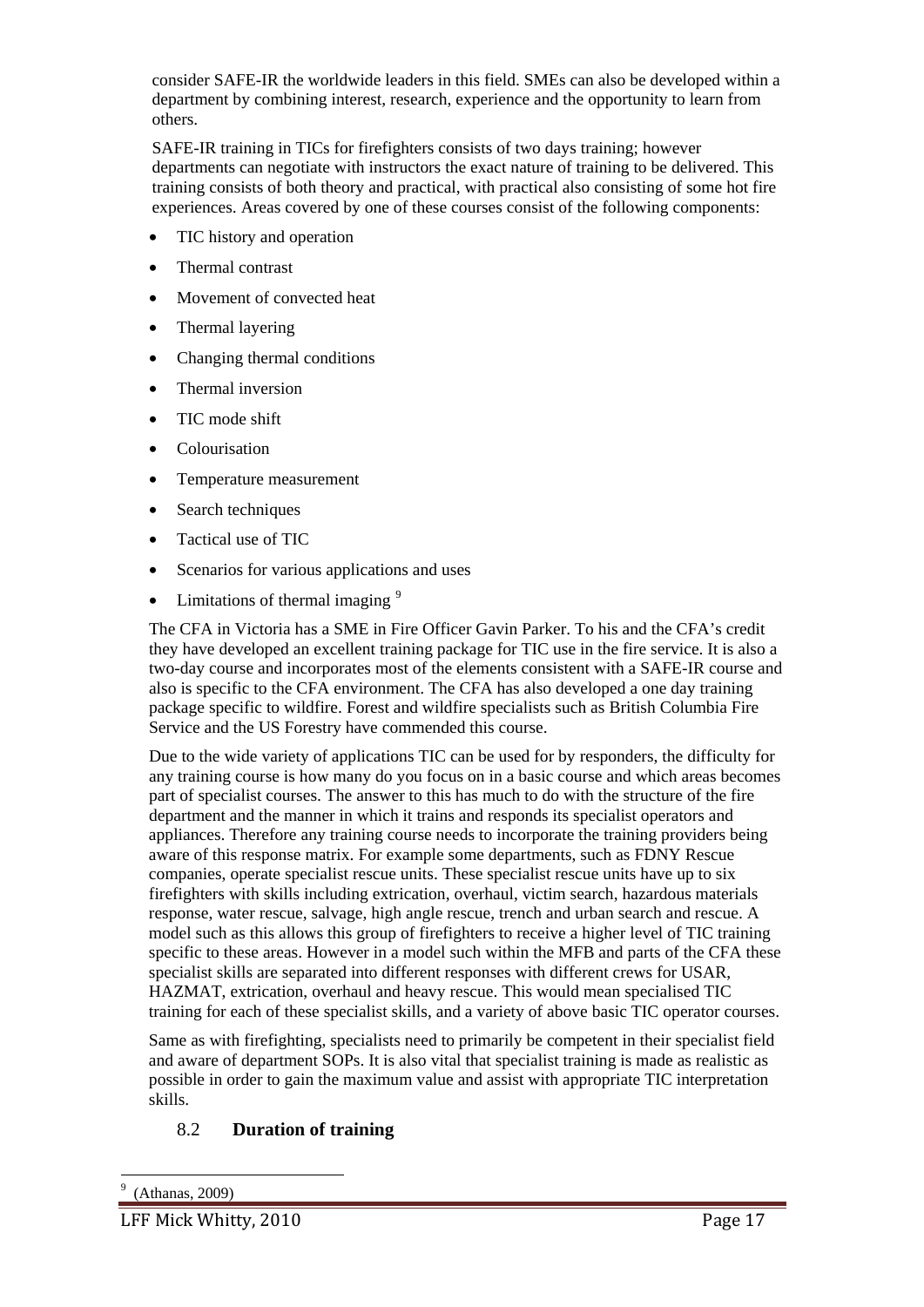consider SAFE-IR the worldwide leaders in this field. SMEs can also be developed within a department by combining interest, research, experience and the opportunity to learn from others.

SAFE-IR training in TICs for firefighters consists of two days training; however departments can negotiate with instructors the exact nature of training to be delivered. This training consists of both theory and practical, with practical also consisting of some hot fire experiences. Areas covered by one of these courses consist of the following components:

- TIC history and operation
- Thermal contrast
- Movement of convected heat
- Thermal layering
- Changing thermal conditions
- Thermal inversion
- TIC mode shift
- Colourisation
- Temperature measurement
- Search techniques
- Tactical use of TIC
- Scenarios for various applications and uses
- Limitations of thermal imaging [9]

The CFA in Victoria has a SME in Fire Officer Gavin Parker. To his and the CFA's credit they have developed an excellent training package for TIC use in the fire service. It is also a two-day course and incorporates most of the elements consistent with a SAFE-IR course and also is specific to the CFA environment. The CFA has also developed a one day training package specific to wildfire. Forest and wildfire specialists such as British Columbia Fire Service and the US Forestry have commended this course.

Due to the wide variety of applications TIC can be used for by responders, the difficulty for any training course is how many do you focus on in a basic course and which areas becomes part of specialist courses. The answer to this has much to do with the structure of the fire department and the manner in which it trains and responds its specialist operators and appliances. Therefore any training course needs to incorporate the training providers being aware of this response matrix. For example some departments, such as FDNY Rescue companies, operate specialist rescue units. These specialist rescue units have up to six firefighters with skills including extrication, overhaul, victim search, hazardous materials response, water rescue, salvage, high angle rescue, trench and urban search and rescue. A model such as this allows this group of firefighters to receive a higher level of TIC training specific to these areas. However in a model such within the MFB and parts of the CFA these specialist skills are separated into different responses with different crews for USAR, HAZMAT, extrication, overhaul and heavy rescue. This would mean specialised TIC training for each of these specialist skills, and a variety of above basic TIC operator courses.

Same as with firefighting, specialists need to primarily be competent in their specialist field and aware of department SOPs. It is also vital that specialist training is made as realistic as possible in order to gain the maximum value and assist with appropriate TIC interpretation skills.

## 8.2 Duration of training

[9] (Athanas, 2009)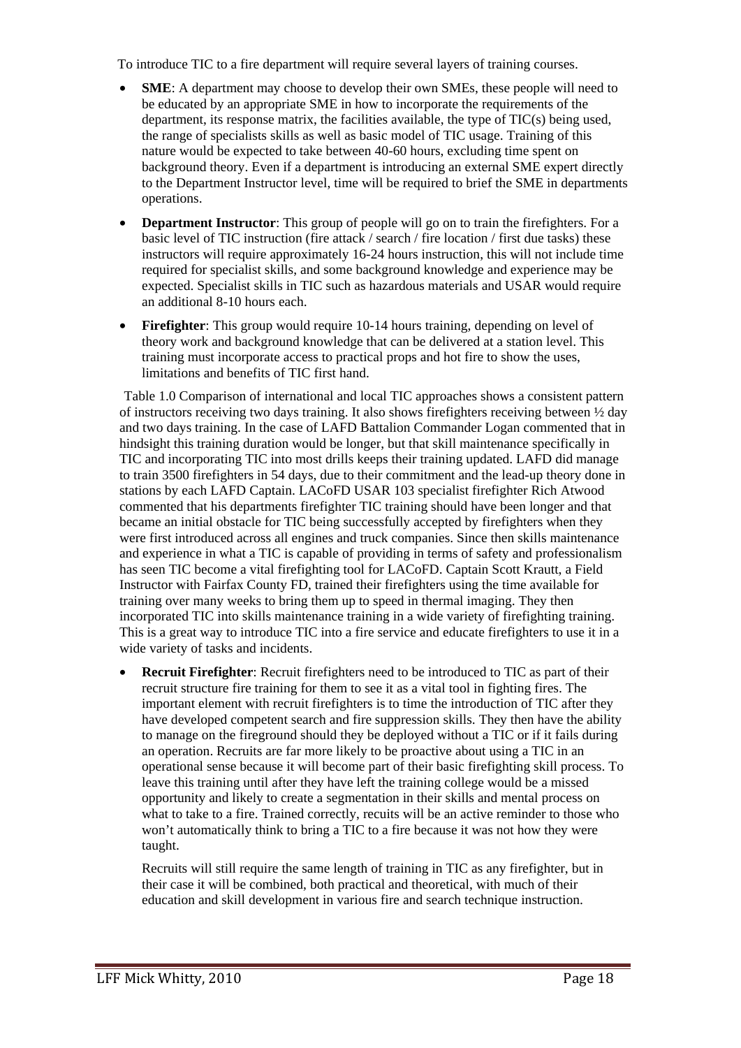To introduce TIC to a fire department will require several layers of training courses.

- **SME**: A department may choose to develop their own SMEs, these people will need to be educated by an appropriate SME in how to incorporate the requirements of the department, its response matrix, the facilities available, the type of TIC(s) being used, the range of specialists skills as well as basic model of TIC usage. Training of this nature would be expected to take between 40-60 hours, excluding time spent on background theory. Even if a department is introducing an external SME expert directly to the Department Instructor level, time will be required to brief the SME in departments operations.
- **Department Instructor**: This group of people will go on to train the firefighters. For a basic level of TIC instruction (fire attack / search / fire location / first due tasks) these instructors will require approximately 16-24 hours instruction, this will not include time required for specialist skills, and some background knowledge and experience may be expected. Specialist skills in TIC such as hazardous materials and USAR would require an additional 8-10 hours each.
- **Firefighter**: This group would require 10-14 hours training, depending on level of theory work and background knowledge that can be delivered at a station level. This training must incorporate access to practical props and hot fire to show the uses, limitations and benefits of TIC first hand.

Table 1.0 Comparison of international and local TIC approaches shows a consistent pattern of instructors receiving two days training. It also shows firefighters receiving between ½ day and two days training. In the case of LAFD Battalion Commander Logan commented that in hindsight this training duration would be longer, but that skill maintenance specifically in TIC and incorporating TIC into most drills keeps their training updated. LAFD did manage to train 3500 firefighters in 54 days, due to their commitment and the lead-up theory done in stations by each LAFD Captain. LACoFD USAR 103 specialist firefighter Rich Atwood commented that his departments firefighter TIC training should have been longer and that became an initial obstacle for TIC being successfully accepted by firefighters when they were first introduced across all engines and truck companies. Since then skills maintenance and experience in what a TIC is capable of providing in terms of safety and professionalism has seen TIC become a vital firefighting tool for LACoFD. Captain Scott Krautt, a Field Instructor with Fairfax County FD, trained their firefighters using the time available for training over many weeks to bring them up to speed in thermal imaging. They then incorporated TIC into skills maintenance training in a wide variety of firefighting training. This is a great way to introduce TIC into a fire service and educate firefighters to use it in a wide variety of tasks and incidents.

- **Recruit Firefighter**: Recruit firefighters need to be introduced to TIC as part of their recruit structure fire training for them to see it as a vital tool in fighting fires. The important element with recruit firefighters is to time the introduction of TIC after they have developed competent search and fire suppression skills. They then have the ability to manage on the fireground should they be deployed without a TIC or if it fails during an operation. Recruits are far more likely to be proactive about using a TIC in an operational sense because it will become part of their basic firefighting skill process. To leave this training until after they have left the training college would be a missed opportunity and likely to create a segmentation in their skills and mental process on what to take to a fire. Trained correctly, recuits will be an active reminder to those who won't automatically think to bring a TIC to a fire because it was not how they were taught.

  Recruits will still require the same length of training in TIC as any firefighter, but in their case it will be combined, both practical and theoretical, with much of their education and skill development in various fire and search technique instruction.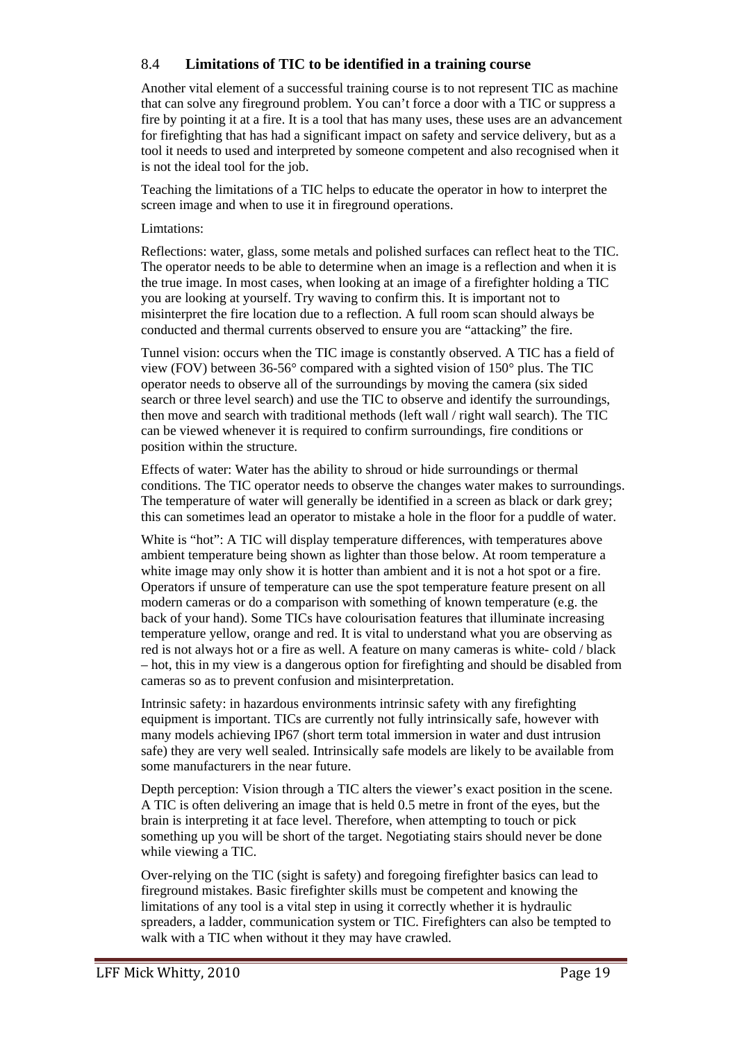## 8.4 Limitations of TIC to be identified in a training course

Another vital element of a successful training course is to not represent TIC as machine that can solve any fireground problem. You can't force a door with a TIC or suppress a fire by pointing it at a fire. It is a tool that has many uses, these uses are an advancement for firefighting that has had a significant impact on safety and service delivery, but as a tool it needs to used and interpreted by someone competent and also recognised when it is not the ideal tool for the job.

Teaching the limitations of a TIC helps to educate the operator in how to interpret the screen image and when to use it in fireground operations.

Limtations:

Reflections: water, glass, some metals and polished surfaces can reflect heat to the TIC. The operator needs to be able to determine when an image is a reflection and when it is the true image. In most cases, when looking at an image of a firefighter holding a TIC you are looking at yourself. Try waving to confirm this. It is important not to misinterpret the fire location due to a reflection. A full room scan should always be conducted and thermal currents observed to ensure you are "attacking" the fire.

Tunnel vision: occurs when the TIC image is constantly observed. A TIC has a field of view (FOV) between 36-56° compared with a sighted vision of 150° plus. The TIC operator needs to observe all of the surroundings by moving the camera (six sided search or three level search) and use the TIC to observe and identify the surroundings, then move and search with traditional methods (left wall / right wall search). The TIC can be viewed whenever it is required to confirm surroundings, fire conditions or position within the structure.

Effects of water: Water has the ability to shroud or hide surroundings or thermal conditions. The TIC operator needs to observe the changes water makes to surroundings. The temperature of water will generally be identified in a screen as black or dark grey; this can sometimes lead an operator to mistake a hole in the floor for a puddle of water.

White is "hot": A TIC will display temperature differences, with temperatures above ambient temperature being shown as lighter than those below. At room temperature a white image may only show it is hotter than ambient and it is not a hot spot or a fire. Operators if unsure of temperature can use the spot temperature feature present on all modern cameras or do a comparison with something of known temperature (e.g. the back of your hand). Some TICs have colourisation features that illuminate increasing temperature yellow, orange and red. It is vital to understand what you are observing as red is not always hot or a fire as well. A feature on many cameras is white- cold / black – hot, this in my view is a dangerous option for firefighting and should be disabled from cameras so as to prevent confusion and misinterpretation.

Intrinsic safety: in hazardous environments intrinsic safety with any firefighting equipment is important. TICs are currently not fully intrinsically safe, however with many models achieving IP67 (short term total immersion in water and dust intrusion safe) they are very well sealed. Intrinsically safe models are likely to be available from some manufacturers in the near future.

Depth perception: Vision through a TIC alters the viewer's exact position in the scene. A TIC is often delivering an image that is held 0.5 metre in front of the eyes, but the brain is interpreting it at face level. Therefore, when attempting to touch or pick something up you will be short of the target. Negotiating stairs should never be done while viewing a TIC.

Over-relying on the TIC (sight is safety) and foregoing firefighter basics can lead to fireground mistakes. Basic firefighter skills must be competent and knowing the limitations of any tool is a vital step in using it correctly whether it is hydraulic spreaders, a ladder, communication system or TIC. Firefighters can also be tempted to walk with a TIC when without it they may have crawled.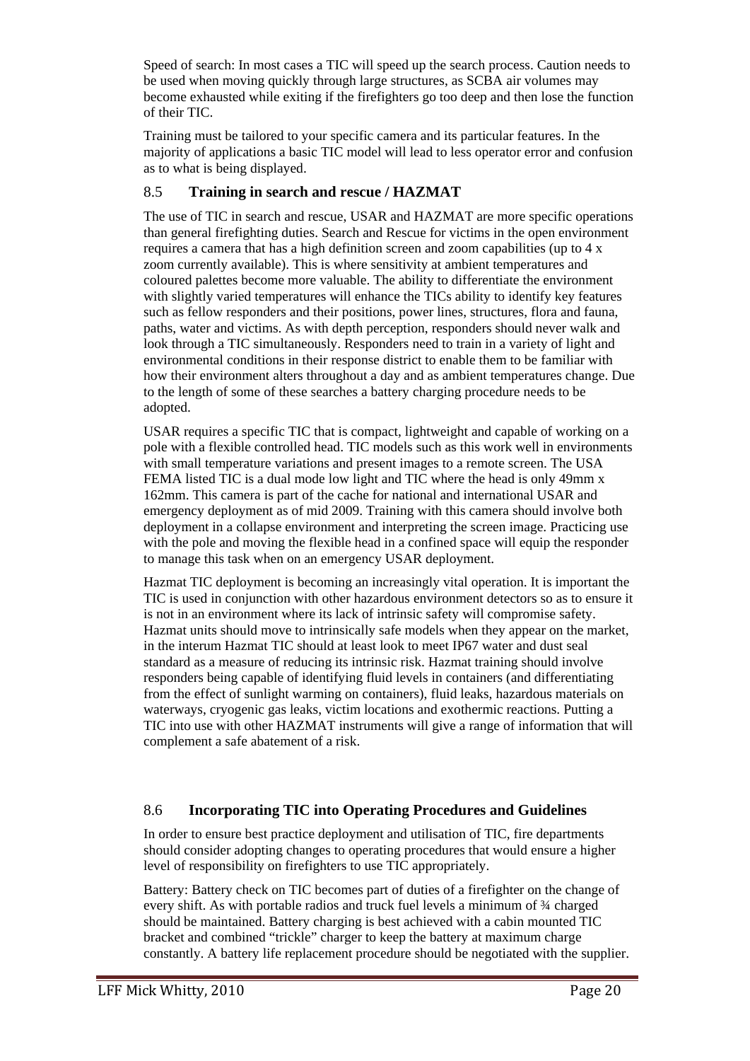Speed of search: In most cases a TIC will speed up the search process. Caution needs to be used when moving quickly through large structures, as SCBA air volumes may become exhausted while exiting if the firefighters go too deep and then lose the function of their TIC.

Training must be tailored to your specific camera and its particular features. In the majority of applications a basic TIC model will lead to less operator error and confusion as to what is being displayed.

### 8.5 Training in search and rescue / HAZMAT

The use of TIC in search and rescue, USAR and HAZMAT are more specific operations than general firefighting duties. Search and Rescue for victims in the open environment requires a camera that has a high definition screen and zoom capabilities (up to 4 x zoom currently available). This is where sensitivity at ambient temperatures and coloured palettes become more valuable. The ability to differentiate the environment with slightly varied temperatures will enhance the TICs ability to identify key features such as fellow responders and their positions, power lines, structures, flora and fauna, paths, water and victims. As with depth perception, responders should never walk and look through a TIC simultaneously. Responders need to train in a variety of light and environmental conditions in their response district to enable them to be familiar with how their environment alters throughout a day and as ambient temperatures change. Due to the length of some of these searches a battery charging procedure needs to be adopted.

USAR requires a specific TIC that is compact, lightweight and capable of working on a pole with a flexible controlled head. TIC models such as this work well in environments with small temperature variations and present images to a remote screen. The USA FEMA listed TIC is a dual mode low light and TIC where the head is only 49mm x 162mm. This camera is part of the cache for national and international USAR and emergency deployment as of mid 2009. Training with this camera should involve both deployment in a collapse environment and interpreting the screen image. Practicing use with the pole and moving the flexible head in a confined space will equip the responder to manage this task when on an emergency USAR deployment.

Hazmat TIC deployment is becoming an increasingly vital operation. It is important the TIC is used in conjunction with other hazardous environment detectors so as to ensure it is not in an environment where its lack of intrinsic safety will compromise safety. Hazmat units should move to intrinsically safe models when they appear on the market, in the interum Hazmat TIC should at least look to meet IP67 water and dust seal standard as a measure of reducing its intrinsic risk. Hazmat training should involve responders being capable of identifying fluid levels in containers (and differentiating from the effect of sunlight warming on containers), fluid leaks, hazardous materials on waterways, cryogenic gas leaks, victim locations and exothermic reactions. Putting a TIC into use with other HAZMAT instruments will give a range of information that will complement a safe abatement of a risk.

### 8.6 Incorporating TIC into Operating Procedures and Guidelines

In order to ensure best practice deployment and utilisation of TIC, fire departments should consider adopting changes to operating procedures that would ensure a higher level of responsibility on firefighters to use TIC appropriately.

Battery: Battery check on TIC becomes part of duties of a firefighter on the change of every shift. As with portable radios and truck fuel levels a minimum of ¾ charged should be maintained. Battery charging is best achieved with a cabin mounted TIC bracket and combined "trickle" charger to keep the battery at maximum charge constantly. A battery life replacement procedure should be negotiated with the supplier.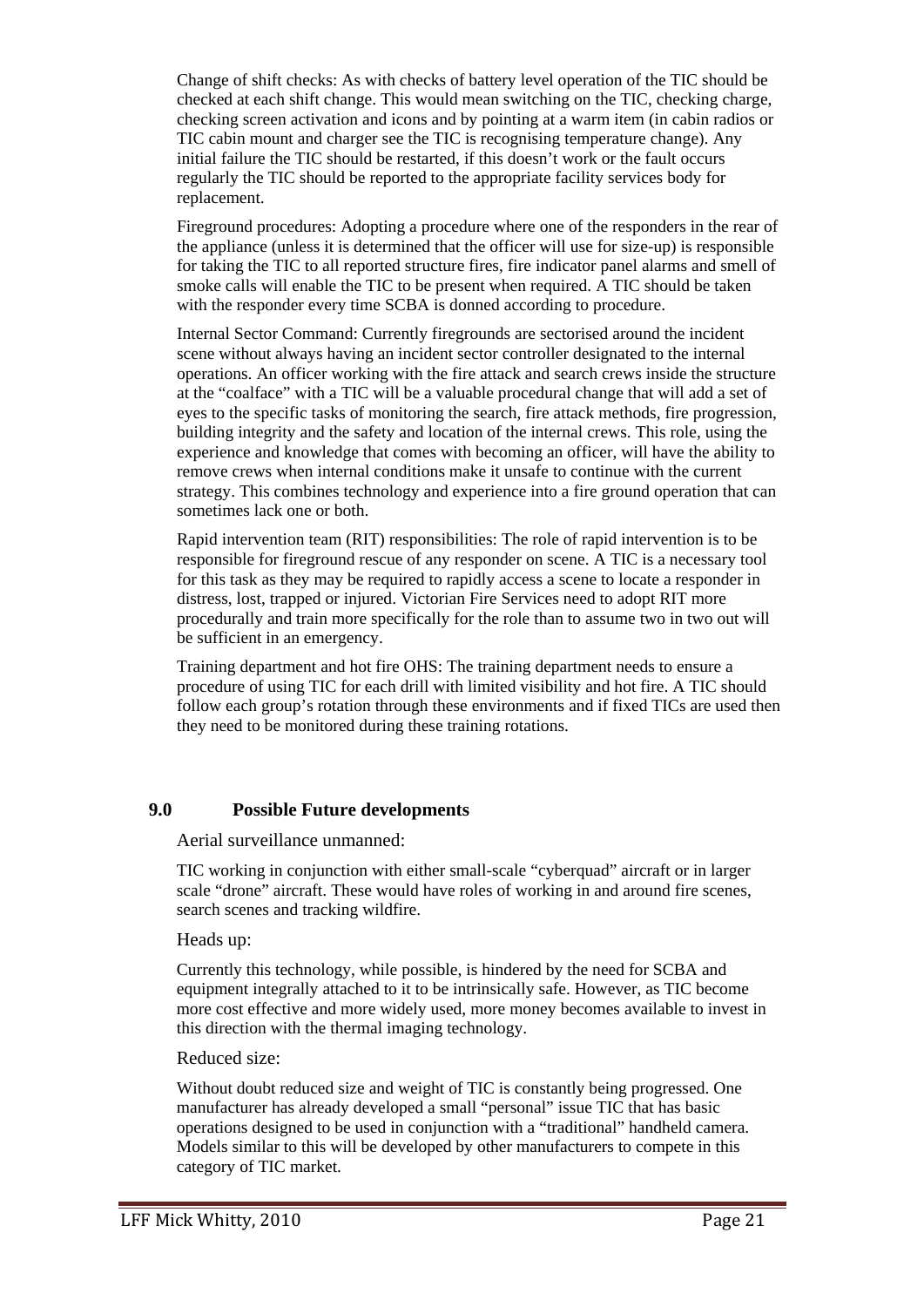Change of shift checks: As with checks of battery level operation of the TIC should be checked at each shift change. This would mean switching on the TIC, checking charge, checking screen activation and icons and by pointing at a warm item (in cabin radios or TIC cabin mount and charger see the TIC is recognising temperature change). Any initial failure the TIC should be restarted, if this doesn't work or the fault occurs regularly the TIC should be reported to the appropriate facility services body for replacement.

Fireground procedures: Adopting a procedure where one of the responders in the rear of the appliance (unless it is determined that the officer will use for size-up) is responsible for taking the TIC to all reported structure fires, fire indicator panel alarms and smell of smoke calls will enable the TIC to be present when required. A TIC should be taken with the responder every time SCBA is donned according to procedure.

Internal Sector Command: Currently firegrounds are sectorised around the incident scene without always having an incident sector controller designated to the internal operations. An officer working with the fire attack and search crews inside the structure at the "coalface" with a TIC will be a valuable procedural change that will add a set of eyes to the specific tasks of monitoring the search, fire attack methods, fire progression, building integrity and the safety and location of the internal crews. This role, using the experience and knowledge that comes with becoming an officer, will have the ability to remove crews when internal conditions make it unsafe to continue with the current strategy. This combines technology and experience into a fire ground operation that can sometimes lack one or both.

Rapid intervention team (RIT) responsibilities: The role of rapid intervention is to be responsible for fireground rescue of any responder on scene. A TIC is a necessary tool for this task as they may be required to rapidly access a scene to locate a responder in distress, lost, trapped or injured. Victorian Fire Services need to adopt RIT more procedurally and train more specifically for the role than to assume two in two out will be sufficient in an emergency.

Training department and hot fire OHS: The training department needs to ensure a procedure of using TIC for each drill with limited visibility and hot fire. A TIC should follow each group's rotation through these environments and if fixed TICs are used then they need to be monitored during these training rotations.

## 9.0 Possible Future developments

Aerial surveillance unmanned:

TIC working in conjunction with either small-scale "cyberquad" aircraft or in larger scale "drone" aircraft. These would have roles of working in and around fire scenes, search scenes and tracking wildfire.

Heads up:

Currently this technology, while possible, is hindered by the need for SCBA and equipment integrally attached to it to be intrinsically safe. However, as TIC become more cost effective and more widely used, more money becomes available to invest in this direction with the thermal imaging technology.

Reduced size:

Without doubt reduced size and weight of TIC is constantly being progressed. One manufacturer has already developed a small "personal" issue TIC that has basic operations designed to be used in conjunction with a "traditional" handheld camera. Models similar to this will be developed by other manufacturers to compete in this category of TIC market.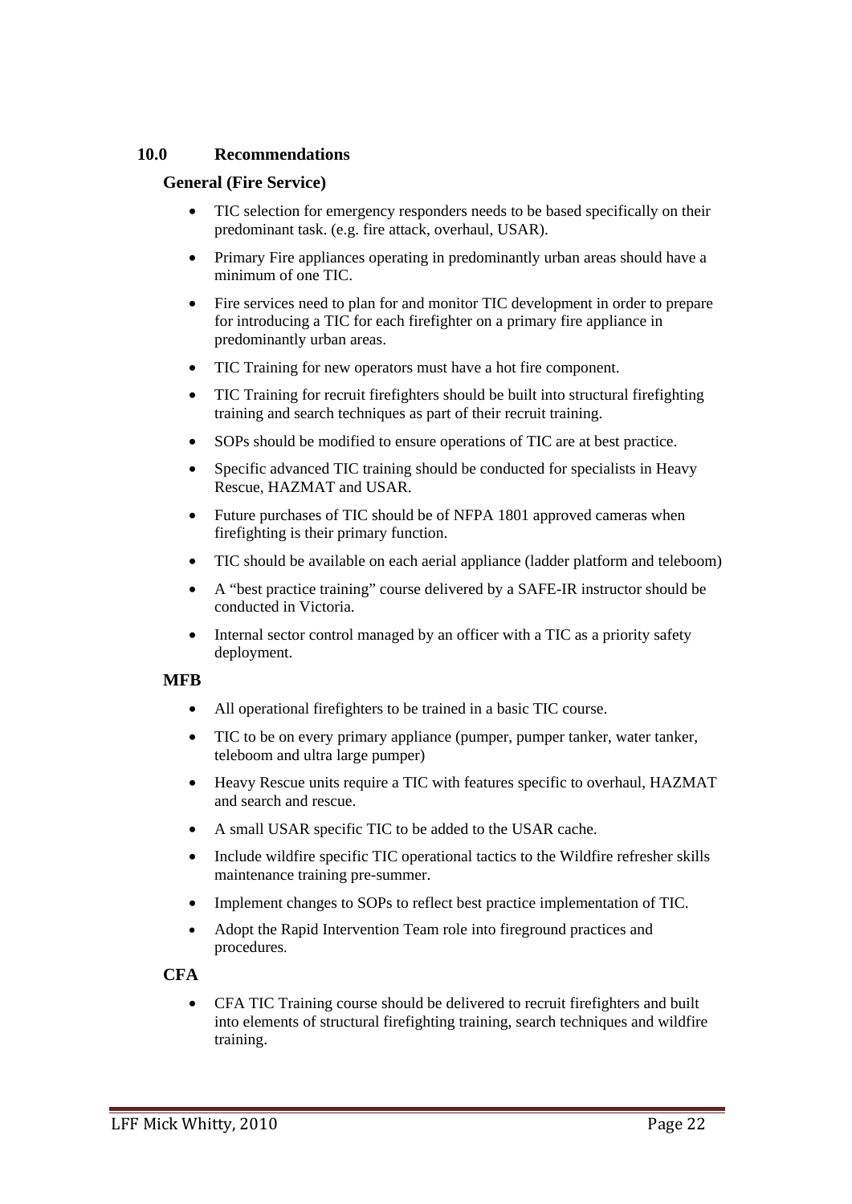## 10.0 Recommendations

### General (Fire Service)

- TIC selection for emergency responders needs to be based specifically on their predominant task. (e.g. fire attack, overhaul, USAR).
- Primary Fire appliances operating in predominantly urban areas should have a minimum of one TIC.
- Fire services need to plan for and monitor TIC development in order to prepare for introducing a TIC for each firefighter on a primary fire appliance in predominantly urban areas.
- TIC Training for new operators must have a hot fire component.
- TIC Training for recruit firefighters should be built into structural firefighting training and search techniques as part of their recruit training.
- SOPs should be modified to ensure operations of TIC are at best practice.
- Specific advanced TIC training should be conducted for specialists in Heavy Rescue, HAZMAT and USAR.
- Future purchases of TIC should be of NFPA 1801 approved cameras when firefighting is their primary function.
- TIC should be available on each aerial appliance (ladder platform and teleboom)
- A "best practice training" course delivered by a SAFE-IR instructor should be conducted in Victoria.
- Internal sector control managed by an officer with a TIC as a priority safety deployment.

### MFB

- All operational firefighters to be trained in a basic TIC course.
- TIC to be on every primary appliance (pumper, pumper tanker, water tanker, teleboom and ultra large pumper)
- Heavy Rescue units require a TIC with features specific to overhaul, HAZMAT and search and rescue.
- A small USAR specific TIC to be added to the USAR cache.
- Include wildfire specific TIC operational tactics to the Wildfire refresher skills maintenance training pre-summer.
- Implement changes to SOPs to reflect best practice implementation of TIC.
- Adopt the Rapid Intervention Team role into fireground practices and procedures.

### CFA

- CFA TIC Training course should be delivered to recruit firefighters and built into elements of structural firefighting training, search techniques and wildfire training.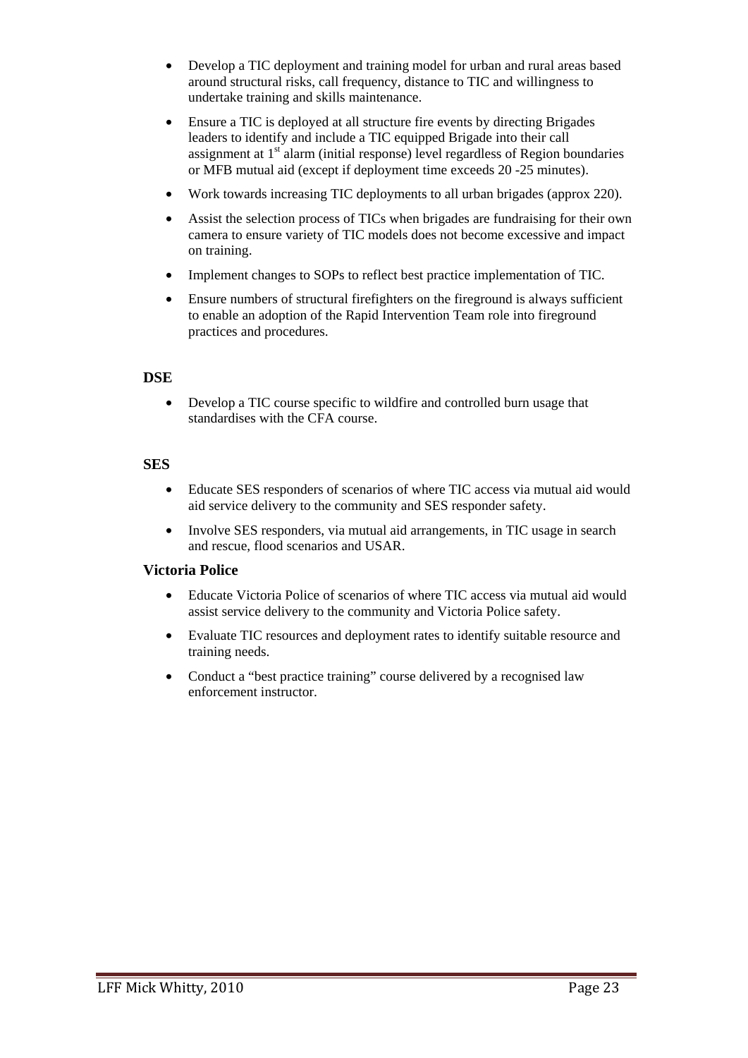- Develop a TIC deployment and training model for urban and rural areas based around structural risks, call frequency, distance to TIC and willingness to undertake training and skills maintenance.
- Ensure a TIC is deployed at all structure fire events by directing Brigades leaders to identify and include a TIC equipped Brigade into their call assignment at 1st alarm (initial response) level regardless of Region boundaries or MFB mutual aid (except if deployment time exceeds 20 -25 minutes).
- Work towards increasing TIC deployments to all urban brigades (approx 220).
- Assist the selection process of TICs when brigades are fundraising for their own camera to ensure variety of TIC models does not become excessive and impact on training.
- Implement changes to SOPs to reflect best practice implementation of TIC.
- Ensure numbers of structural firefighters on the fireground is always sufficient to enable an adoption of the Rapid Intervention Team role into fireground practices and procedures.

**DSE**

- Develop a TIC course specific to wildfire and controlled burn usage that standardises with the CFA course.

**SES**

- Educate SES responders of scenarios of where TIC access via mutual aid would aid service delivery to the community and SES responder safety.
- Involve SES responders, via mutual aid arrangements, in TIC usage in search and rescue, flood scenarios and USAR.

**Victoria Police**

- Educate Victoria Police of scenarios of where TIC access via mutual aid would assist service delivery to the community and Victoria Police safety.
- Evaluate TIC resources and deployment rates to identify suitable resource and training needs.
- Conduct a "best practice training" course delivered by a recognised law enforcement instructor.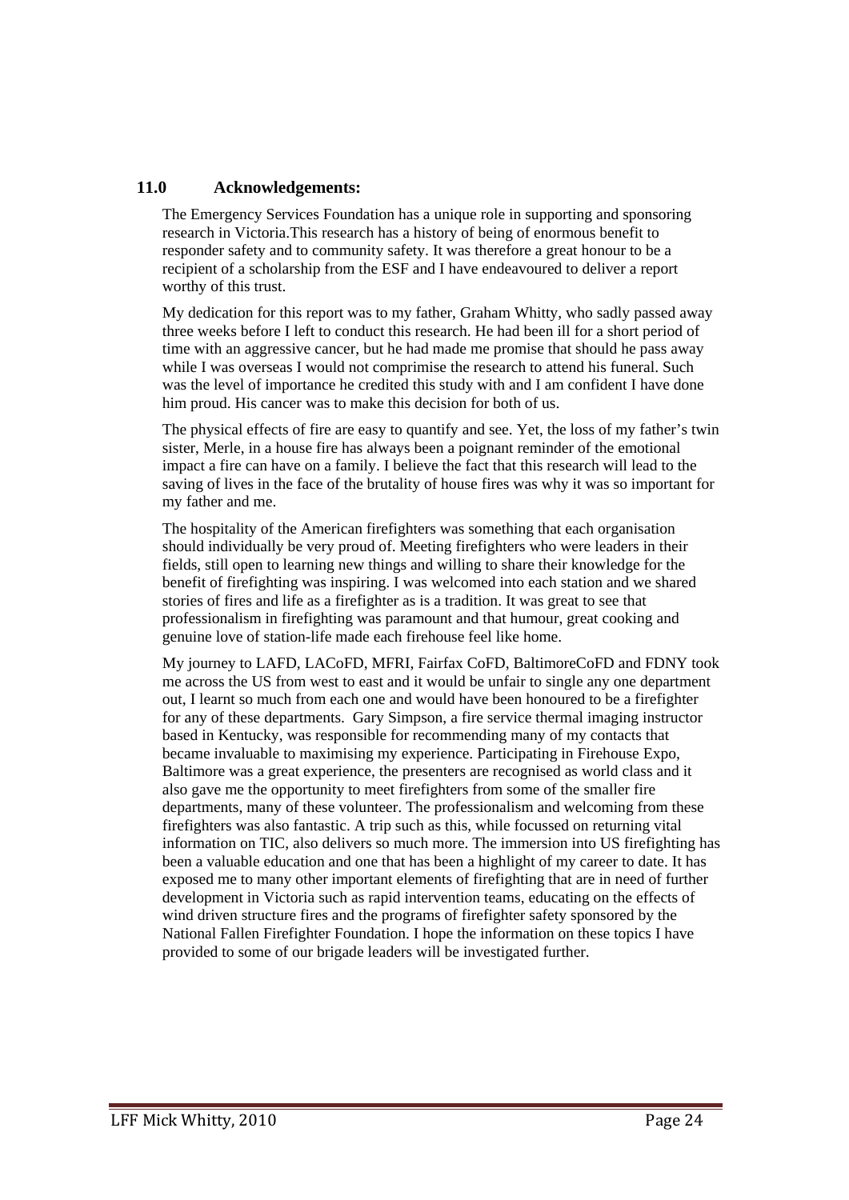## 11.0 Acknowledgements:

The Emergency Services Foundation has a unique role in supporting and sponsoring research in Victoria.This research has a history of being of enormous benefit to responder safety and to community safety. It was therefore a great honour to be a recipient of a scholarship from the ESF and I have endeavoured to deliver a report worthy of this trust.

My dedication for this report was to my father, Graham Whitty, who sadly passed away three weeks before I left to conduct this research. He had been ill for a short period of time with an aggressive cancer, but he had made me promise that should he pass away while I was overseas I would not comprimise the research to attend his funeral. Such was the level of importance he credited this study with and I am confident I have done him proud. His cancer was to make this decision for both of us.

The physical effects of fire are easy to quantify and see. Yet, the loss of my father's twin sister, Merle, in a house fire has always been a poignant reminder of the emotional impact a fire can have on a family. I believe the fact that this research will lead to the saving of lives in the face of the brutality of house fires was why it was so important for my father and me.

The hospitality of the American firefighters was something that each organisation should individually be very proud of. Meeting firefighters who were leaders in their fields, still open to learning new things and willing to share their knowledge for the benefit of firefighting was inspiring. I was welcomed into each station and we shared stories of fires and life as a firefighter as is a tradition. It was great to see that professionalism in firefighting was paramount and that humour, great cooking and genuine love of station-life made each firehouse feel like home.

My journey to LAFD, LACoFD, MFRI, Fairfax CoFD, BaltimoreCoFD and FDNY took me across the US from west to east and it would be unfair to single any one department out, I learnt so much from each one and would have been honoured to be a firefighter for any of these departments. Gary Simpson, a fire service thermal imaging instructor based in Kentucky, was responsible for recommending many of my contacts that became invaluable to maximising my experience. Participating in Firehouse Expo, Baltimore was a great experience, the presenters are recognised as world class and it also gave me the opportunity to meet firefighters from some of the smaller fire departments, many of these volunteer. The professionalism and welcoming from these firefighters was also fantastic. A trip such as this, while focussed on returning vital information on TIC, also delivers so much more. The immersion into US firefighting has been a valuable education and one that has been a highlight of my career to date. It has exposed me to many other important elements of firefighting that are in need of further development in Victoria such as rapid intervention teams, educating on the effects of wind driven structure fires and the programs of firefighter safety sponsored by the National Fallen Firefighter Foundation. I hope the information on these topics I have provided to some of our brigade leaders will be investigated further.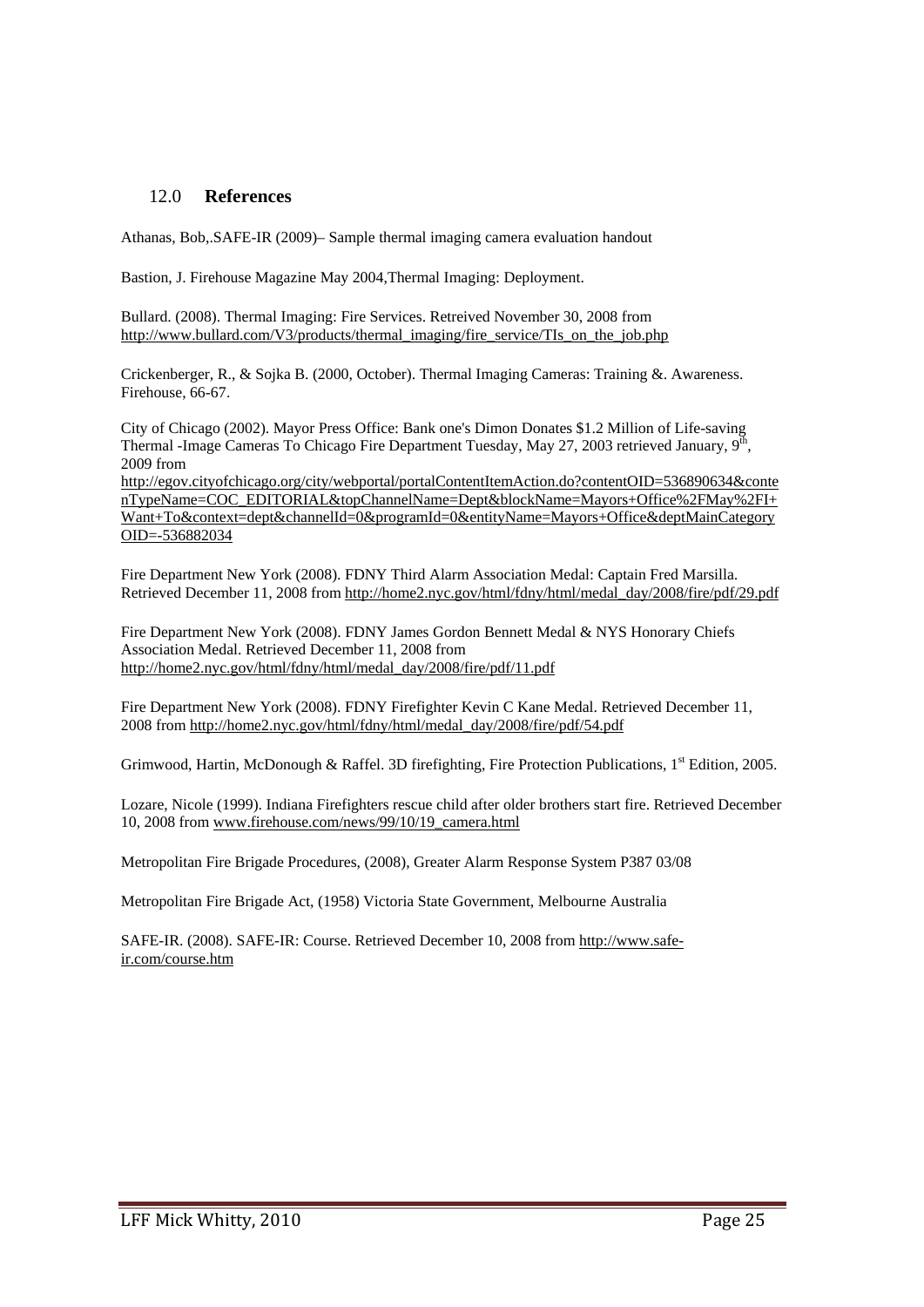## 12.0 **References**

Athanas, Bob,.SAFE-IR (2009)– Sample thermal imaging camera evaluation handout

Bastion, J. Firehouse Magazine May 2004,Thermal Imaging: Deployment.

Bullard. (2008). Thermal Imaging: Fire Services. Retreived November 30, 2008 from http://www.bullard.com/V3/products/thermal_imaging/fire_service/TIs_on_the_job.php

Crickenberger, R., & Sojka B. (2000, October). Thermal Imaging Cameras: Training &. Awareness. Firehouse, 66-67.

City of Chicago (2002). Mayor Press Office: Bank one's Dimon Donates $1.2 Million of Life-saving Thermal -Image Cameras To Chicago Fire Department Tuesday, May 27, 2003 retrieved January, 9th, 2009 from http://egov.cityofchicago.org/city/webportal/portalContentItemAction.do?contentOID=536890634&contenTypeName=COC_EDITORIAL&topChannelName=Dept&blockName=Mayors+Office%2FMay%2FI+Want+To&context=dept&channelId=0&programId=0&entityName=Mayors+Office&deptMainCategoryOID=-536882034

Fire Department New York (2008). FDNY Third Alarm Association Medal: Captain Fred Marsilla. Retrieved December 11, 2008 from http://home2.nyc.gov/html/fdny/html/medal_day/2008/fire/pdf/29.pdf

Fire Department New York (2008). FDNY James Gordon Bennett Medal & NYS Honorary Chiefs Association Medal. Retrieved December 11, 2008 from http://home2.nyc.gov/html/fdny/html/medal_day/2008/fire/pdf/11.pdf

Fire Department New York (2008). FDNY Firefighter Kevin C Kane Medal. Retrieved December 11, 2008 from http://home2.nyc.gov/html/fdny/html/medal_day/2008/fire/pdf/54.pdf

Grimwood, Hartin, McDonough & Raffel. 3D firefighting, Fire Protection Publications, 1st Edition, 2005.

Lozare, Nicole (1999). Indiana Firefighters rescue child after older brothers start fire. Retrieved December 10, 2008 from www.firehouse.com/news/99/10/19_camera.html

Metropolitan Fire Brigade Procedures, (2008), Greater Alarm Response System P387 03/08

Metropolitan Fire Brigade Act, (1958) Victoria State Government, Melbourne Australia

SAFE-IR. (2008). SAFE-IR: Course. Retrieved December 10, 2008 from http://www.safe-ir.com/course.htm